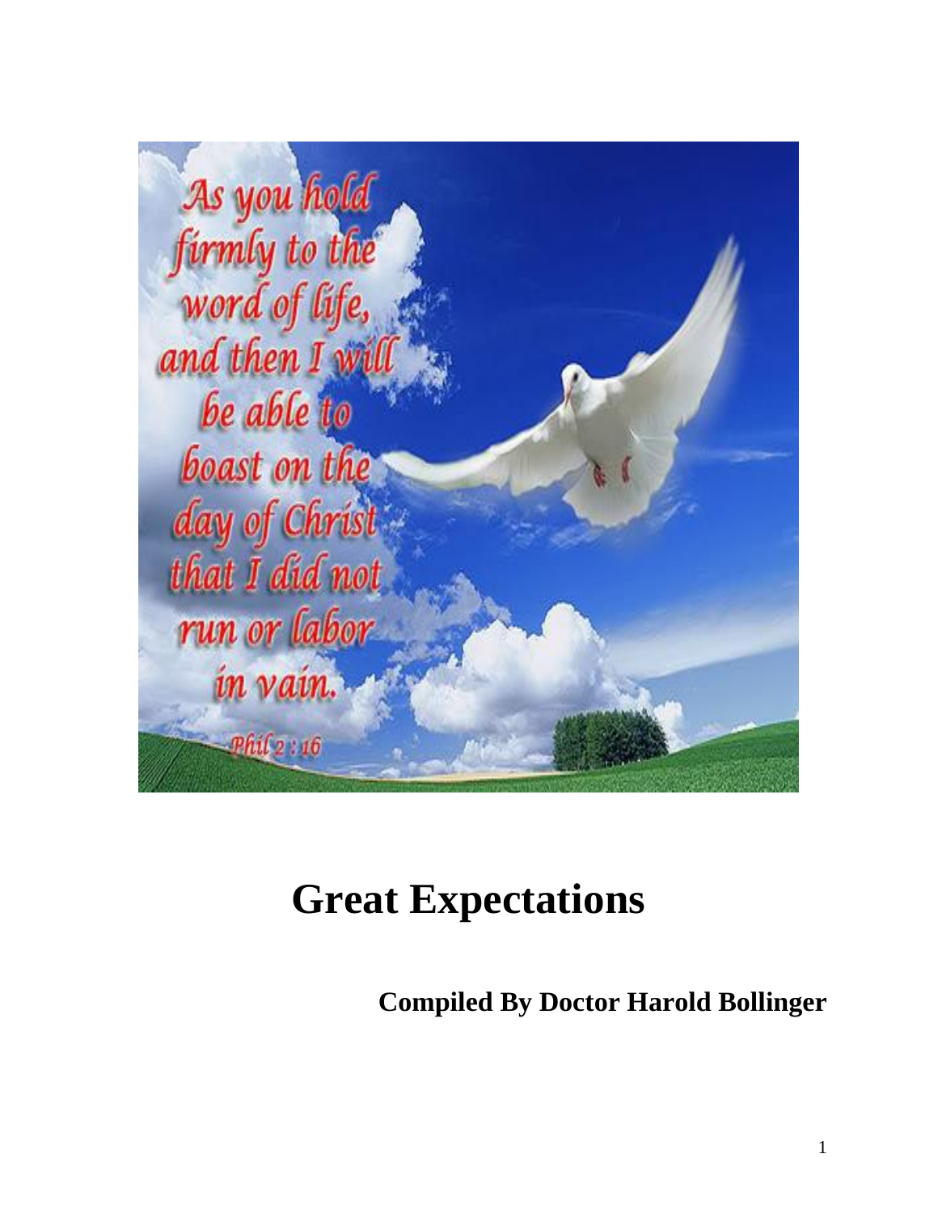As you hold firmly to the word of life, and then I will be able to boast on the day of Christ that I did not run or labor in vain.

Phil 2 : 16

# Great Expectations

**Compiled By Doctor Harold Bollinger**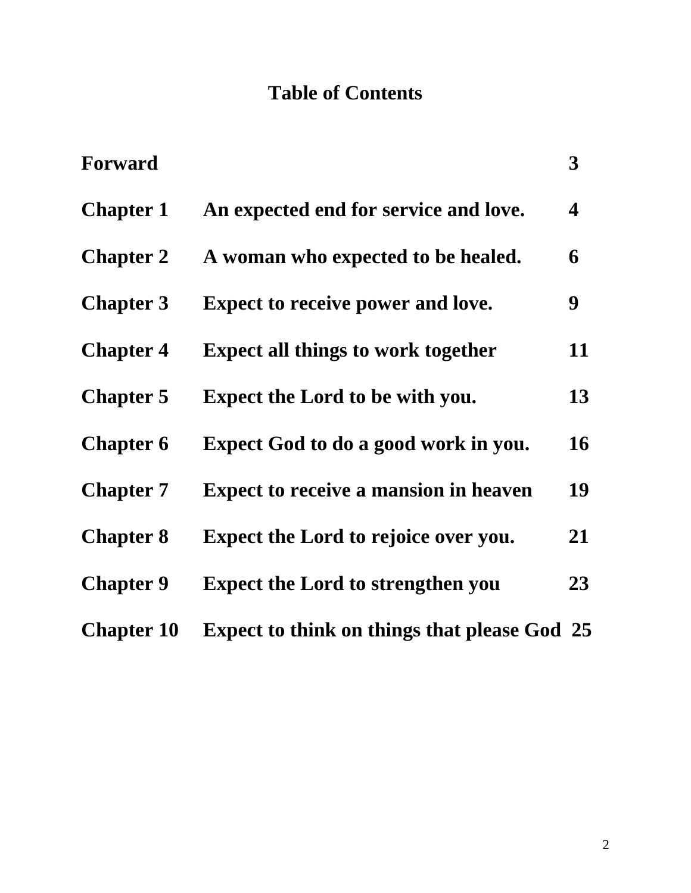# Table of Contents

| | | |
|---|---|---|
| **Forward** | | **3** |
| **Chapter 1** | **An expected end for service and love.** | **4** |
| **Chapter 2** | **A woman who expected to be healed.** | **6** |
| **Chapter 3** | **Expect to receive power and love.** | **9** |
| **Chapter 4** | **Expect all things to work together** | **11** |
| **Chapter 5** | **Expect the Lord to be with you.** | **13** |
| **Chapter 6** | **Expect God to do a good work in you.** | **16** |
| **Chapter 7** | **Expect to receive a mansion in heaven** | **19** |
| **Chapter 8** | **Expect the Lord to rejoice over you.** | **21** |
| **Chapter 9** | **Expect the Lord to strengthen you** | **23** |
| **Chapter 10** | **Expect to think on things that please God** | **25** |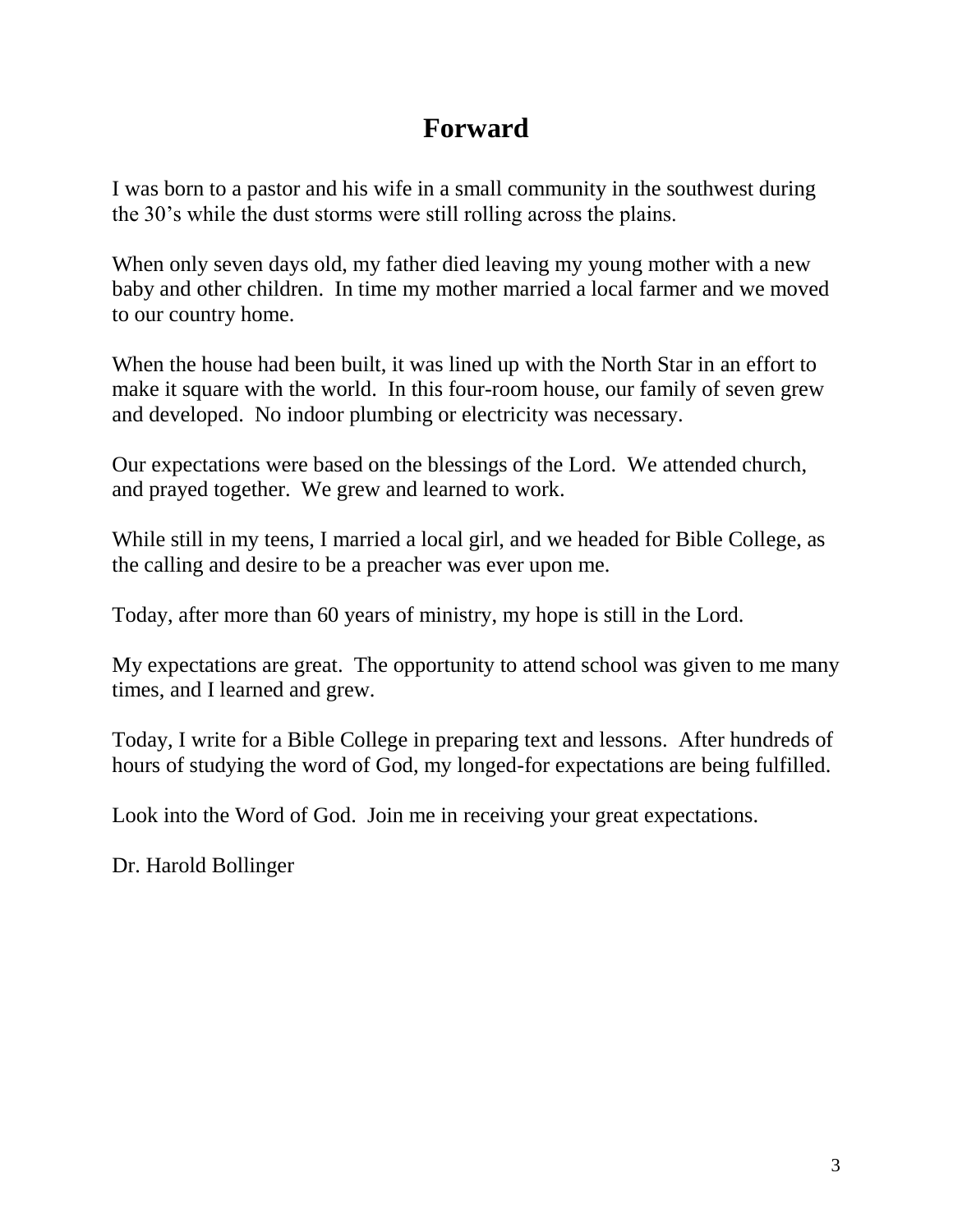# Forward

I was born to a pastor and his wife in a small community in the southwest during the 30's while the dust storms were still rolling across the plains.

When only seven days old, my father died leaving my young mother with a new baby and other children. In time my mother married a local farmer and we moved to our country home.

When the house had been built, it was lined up with the North Star in an effort to make it square with the world. In this four-room house, our family of seven grew and developed. No indoor plumbing or electricity was necessary.

Our expectations were based on the blessings of the Lord. We attended church, and prayed together. We grew and learned to work.

While still in my teens, I married a local girl, and we headed for Bible College, as the calling and desire to be a preacher was ever upon me.

Today, after more than 60 years of ministry, my hope is still in the Lord.

My expectations are great. The opportunity to attend school was given to me many times, and I learned and grew.

Today, I write for a Bible College in preparing text and lessons. After hundreds of hours of studying the word of God, my longed-for expectations are being fulfilled.

Look into the Word of God. Join me in receiving your great expectations.

Dr. Harold Bollinger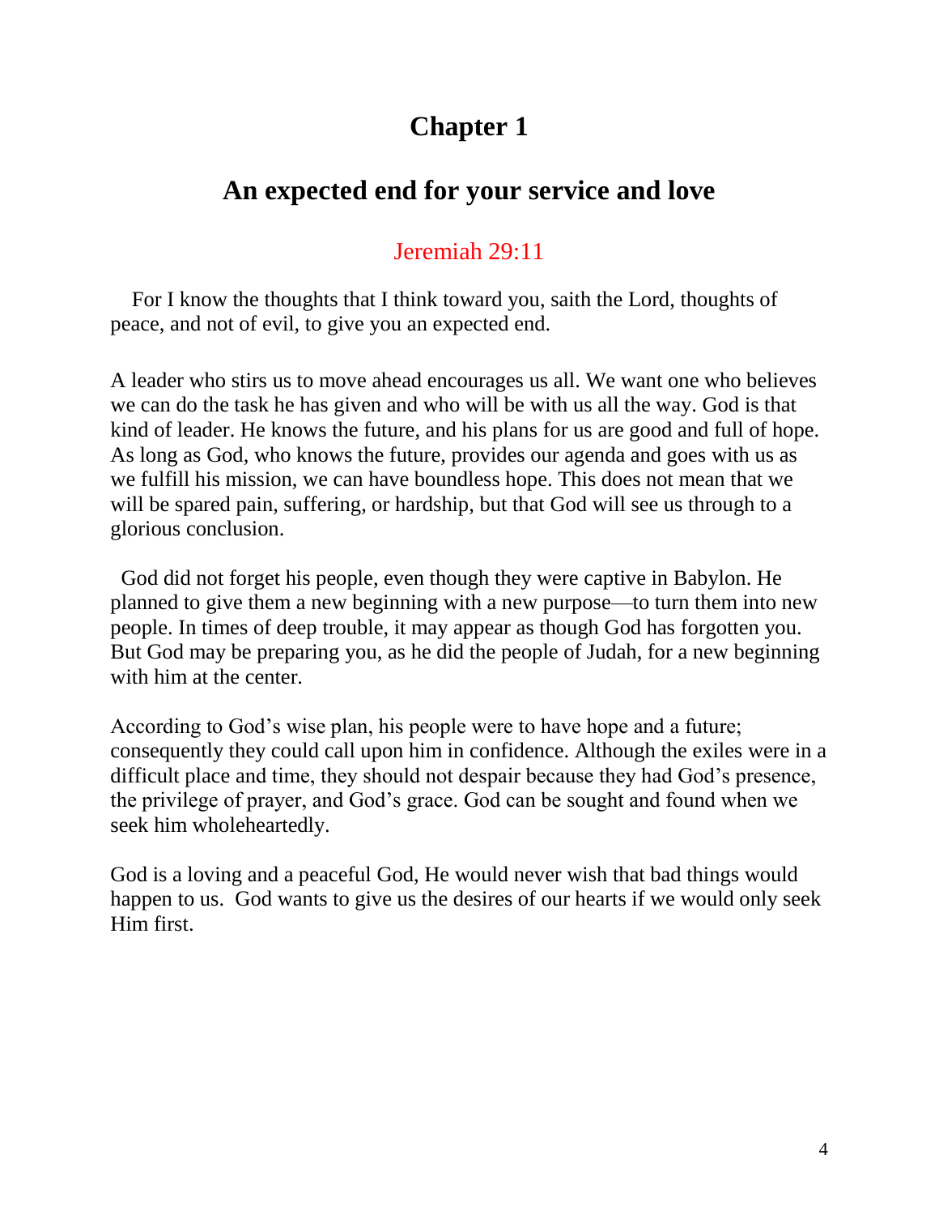# Chapter 1

## An expected end for your service and love

### Jeremiah 29:11

For I know the thoughts that I think toward you, saith the Lord, thoughts of peace, and not of evil, to give you an expected end.

A leader who stirs us to move ahead encourages us all. We want one who believes we can do the task he has given and who will be with us all the way. God is that kind of leader. He knows the future, and his plans for us are good and full of hope. As long as God, who knows the future, provides our agenda and goes with us as we fulfill his mission, we can have boundless hope. This does not mean that we will be spared pain, suffering, or hardship, but that God will see us through to a glorious conclusion.

God did not forget his people, even though they were captive in Babylon. He planned to give them a new beginning with a new purpose—to turn them into new people. In times of deep trouble, it may appear as though God has forgotten you. But God may be preparing you, as he did the people of Judah, for a new beginning with him at the center.

According to God's wise plan, his people were to have hope and a future; consequently they could call upon him in confidence. Although the exiles were in a difficult place and time, they should not despair because they had God's presence, the privilege of prayer, and God's grace. God can be sought and found when we seek him wholeheartedly.

God is a loving and a peaceful God, He would never wish that bad things would happen to us. God wants to give us the desires of our hearts if we would only seek Him first.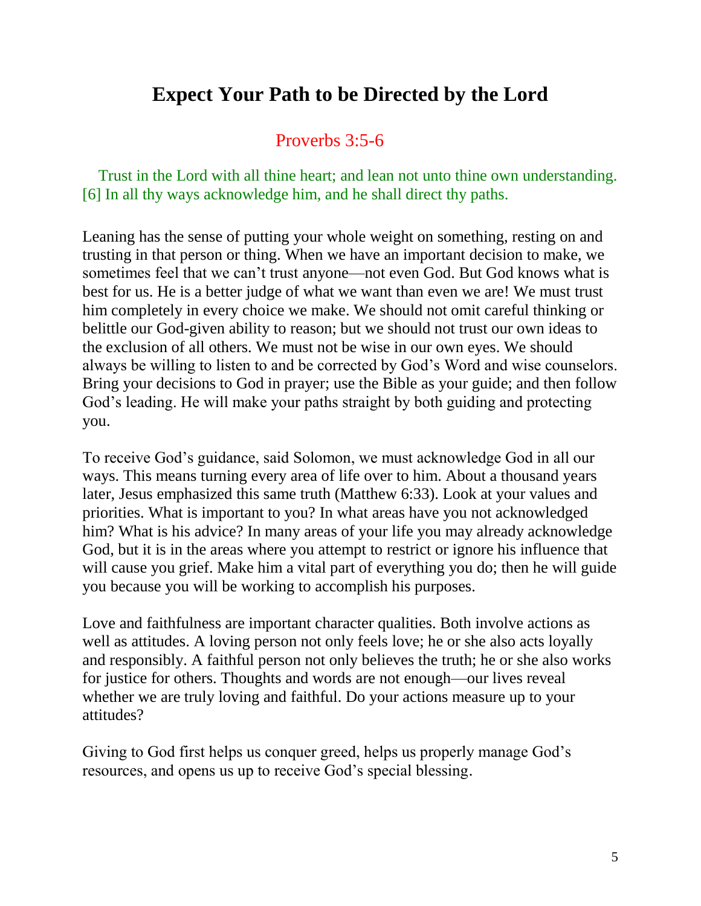# Expect Your Path to be Directed by the Lord

## Proverbs 3:5-6

Trust in the Lord with all thine heart; and lean not unto thine own understanding. [6] In all thy ways acknowledge him, and he shall direct thy paths.

Leaning has the sense of putting your whole weight on something, resting on and trusting in that person or thing. When we have an important decision to make, we sometimes feel that we can't trust anyone—not even God. But God knows what is best for us. He is a better judge of what we want than even we are! We must trust him completely in every choice we make. We should not omit careful thinking or belittle our God-given ability to reason; but we should not trust our own ideas to the exclusion of all others. We must not be wise in our own eyes. We should always be willing to listen to and be corrected by God's Word and wise counselors. Bring your decisions to God in prayer; use the Bible as your guide; and then follow God's leading. He will make your paths straight by both guiding and protecting you.

To receive God's guidance, said Solomon, we must acknowledge God in all our ways. This means turning every area of life over to him. About a thousand years later, Jesus emphasized this same truth (Matthew 6:33). Look at your values and priorities. What is important to you? In what areas have you not acknowledged him? What is his advice? In many areas of your life you may already acknowledge God, but it is in the areas where you attempt to restrict or ignore his influence that will cause you grief. Make him a vital part of everything you do; then he will guide you because you will be working to accomplish his purposes.

Love and faithfulness are important character qualities. Both involve actions as well as attitudes. A loving person not only feels love; he or she also acts loyally and responsibly. A faithful person not only believes the truth; he or she also works for justice for others. Thoughts and words are not enough—our lives reveal whether we are truly loving and faithful. Do your actions measure up to your attitudes?

Giving to God first helps us conquer greed, helps us properly manage God's resources, and opens us up to receive God's special blessing.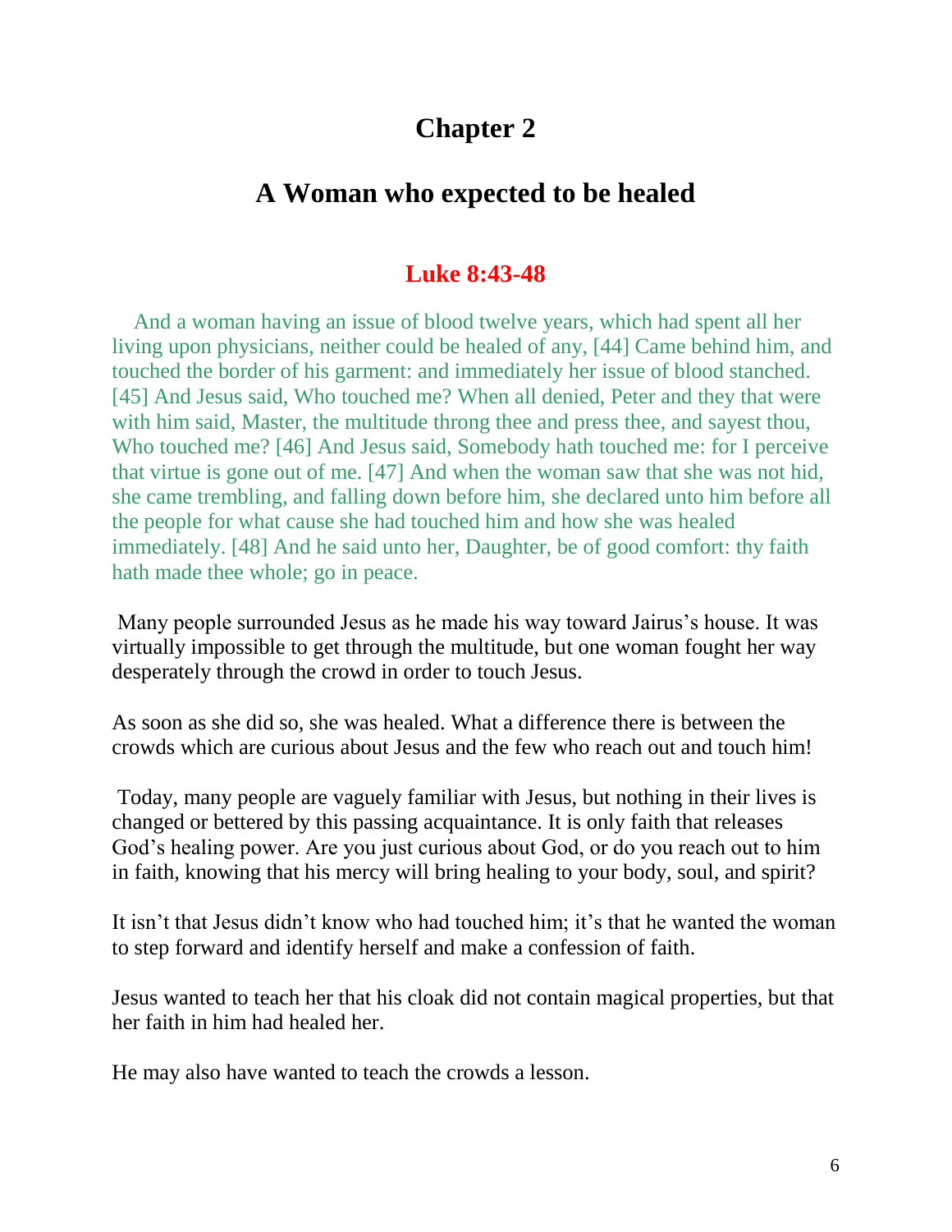# Chapter 2

## A Woman who expected to be healed

### Luke 8:43-48

And a woman having an issue of blood twelve years, which had spent all her living upon physicians, neither could be healed of any, [44] Came behind him, and touched the border of his garment: and immediately her issue of blood stanched. [45] And Jesus said, Who touched me? When all denied, Peter and they that were with him said, Master, the multitude throng thee and press thee, and sayest thou, Who touched me? [46] And Jesus said, Somebody hath touched me: for I perceive that virtue is gone out of me. [47] And when the woman saw that she was not hid, she came trembling, and falling down before him, she declared unto him before all the people for what cause she had touched him and how she was healed immediately. [48] And he said unto her, Daughter, be of good comfort: thy faith hath made thee whole; go in peace.

Many people surrounded Jesus as he made his way toward Jairus's house. It was virtually impossible to get through the multitude, but one woman fought her way desperately through the crowd in order to touch Jesus.

As soon as she did so, she was healed. What a difference there is between the crowds which are curious about Jesus and the few who reach out and touch him!

Today, many people are vaguely familiar with Jesus, but nothing in their lives is changed or bettered by this passing acquaintance. It is only faith that releases God's healing power. Are you just curious about God, or do you reach out to him in faith, knowing that his mercy will bring healing to your body, soul, and spirit?

It isn't that Jesus didn't know who had touched him; it's that he wanted the woman to step forward and identify herself and make a confession of faith.

Jesus wanted to teach her that his cloak did not contain magical properties, but that her faith in him had healed her.

He may also have wanted to teach the crowds a lesson.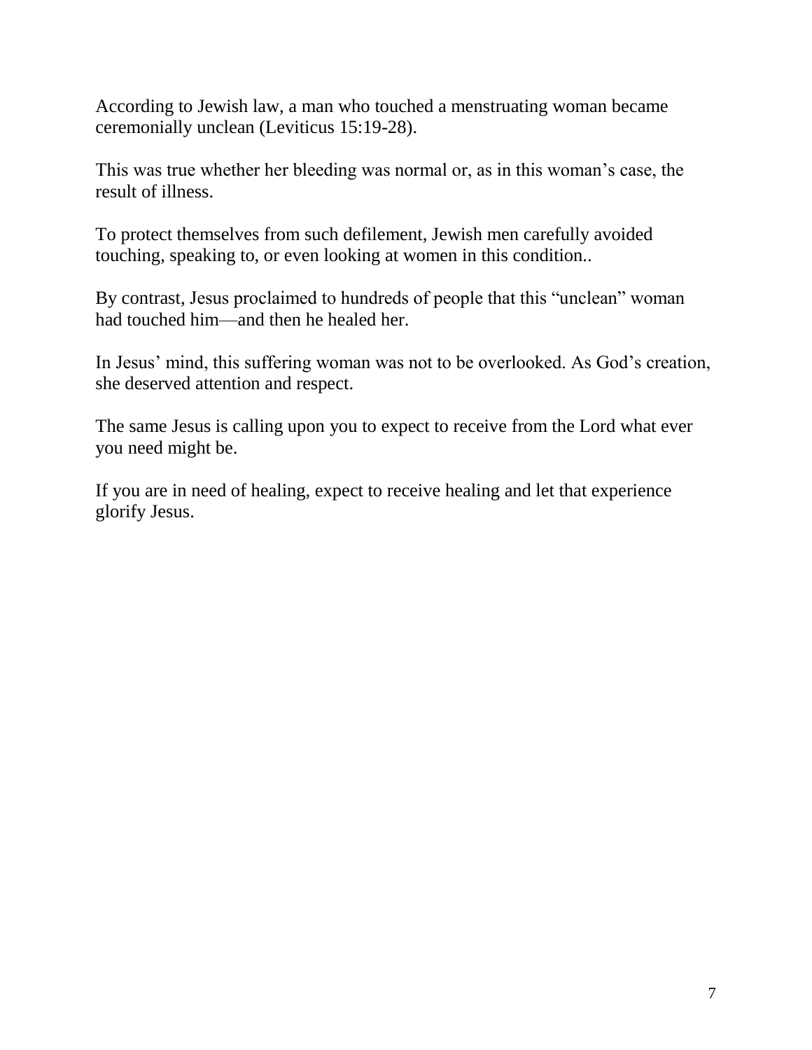According to Jewish law, a man who touched a menstruating woman became ceremonially unclean (Leviticus 15:19-28).

This was true whether her bleeding was normal or, as in this woman's case, the result of illness.

To protect themselves from such defilement, Jewish men carefully avoided touching, speaking to, or even looking at women in this condition..

By contrast, Jesus proclaimed to hundreds of people that this "unclean" woman had touched him—and then he healed her.

In Jesus' mind, this suffering woman was not to be overlooked. As God's creation, she deserved attention and respect.

The same Jesus is calling upon you to expect to receive from the Lord what ever you need might be.

If you are in need of healing, expect to receive healing and let that experience glorify Jesus.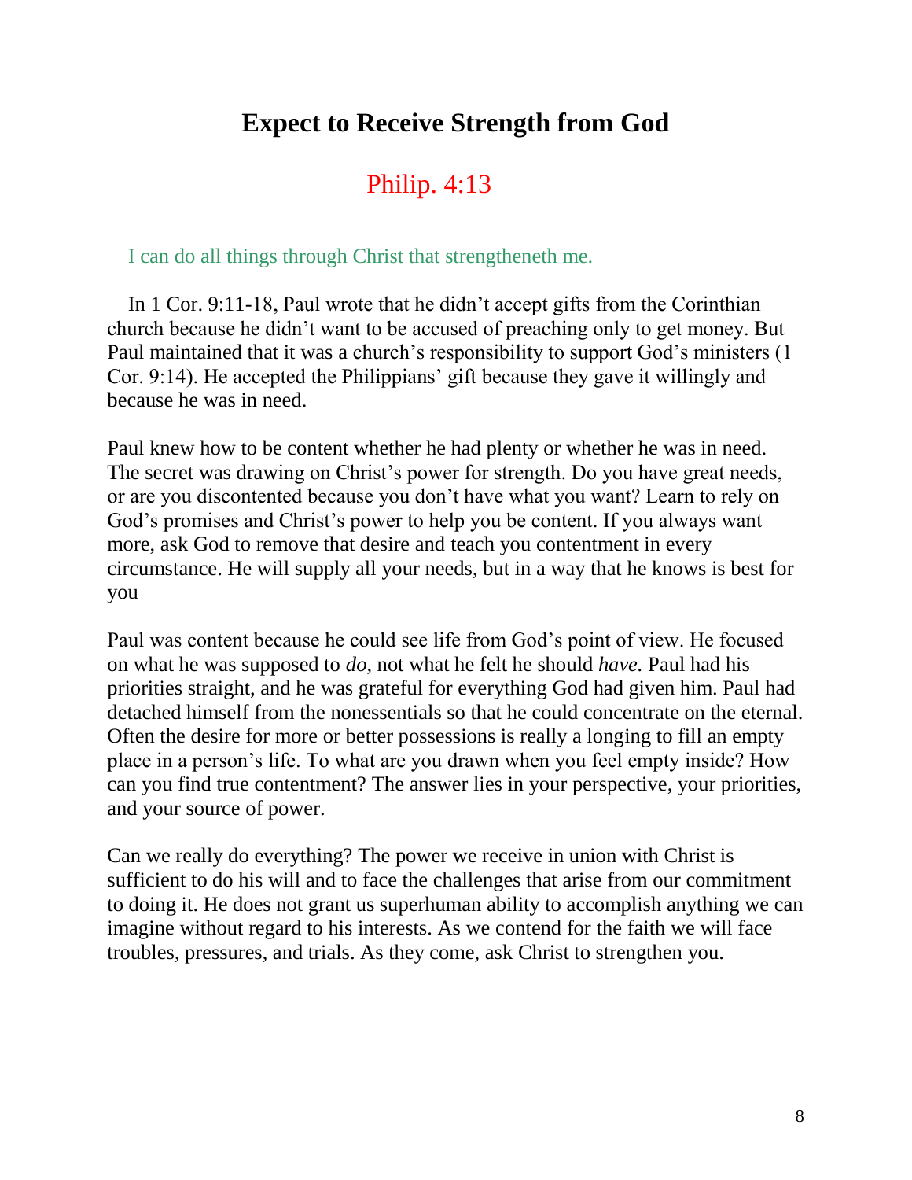# Expect to Receive Strength from God

## Philip. 4:13

I can do all things through Christ that strengtheneth me.

In 1 Cor. 9:11-18, Paul wrote that he didn't accept gifts from the Corinthian church because he didn't want to be accused of preaching only to get money. But Paul maintained that it was a church's responsibility to support God's ministers (1 Cor. 9:14). He accepted the Philippians' gift because they gave it willingly and because he was in need.

Paul knew how to be content whether he had plenty or whether he was in need. The secret was drawing on Christ's power for strength. Do you have great needs, or are you discontented because you don't have what you want? Learn to rely on God's promises and Christ's power to help you be content. If you always want more, ask God to remove that desire and teach you contentment in every circumstance. He will supply all your needs, but in a way that he knows is best for you

Paul was content because he could see life from God's point of view. He focused on what he was supposed to *do,* not what he felt he should *have.* Paul had his priorities straight, and he was grateful for everything God had given him. Paul had detached himself from the nonessentials so that he could concentrate on the eternal. Often the desire for more or better possessions is really a longing to fill an empty place in a person's life. To what are you drawn when you feel empty inside? How can you find true contentment? The answer lies in your perspective, your priorities, and your source of power.

Can we really do everything? The power we receive in union with Christ is sufficient to do his will and to face the challenges that arise from our commitment to doing it. He does not grant us superhuman ability to accomplish anything we can imagine without regard to his interests. As we contend for the faith we will face troubles, pressures, and trials. As they come, ask Christ to strengthen you.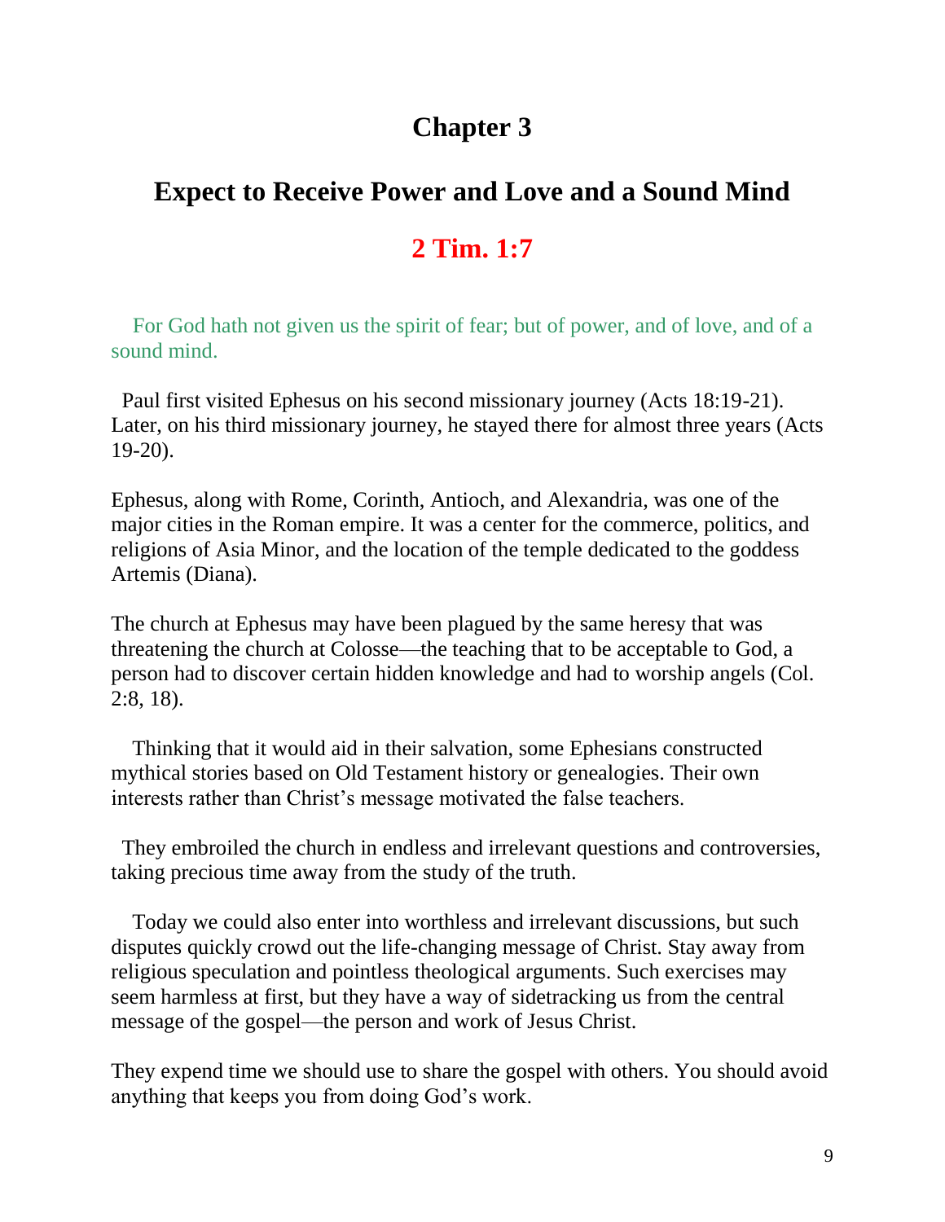# Chapter 3

## Expect to Receive Power and Love and a Sound Mind

## 2 Tim. 1:7

For God hath not given us the spirit of fear; but of power, and of love, and of a sound mind.

Paul first visited Ephesus on his second missionary journey (Acts 18:19-21). Later, on his third missionary journey, he stayed there for almost three years (Acts 19-20).

Ephesus, along with Rome, Corinth, Antioch, and Alexandria, was one of the major cities in the Roman empire. It was a center for the commerce, politics, and religions of Asia Minor, and the location of the temple dedicated to the goddess Artemis (Diana).

The church at Ephesus may have been plagued by the same heresy that was threatening the church at Colosse—the teaching that to be acceptable to God, a person had to discover certain hidden knowledge and had to worship angels (Col. 2:8, 18).

Thinking that it would aid in their salvation, some Ephesians constructed mythical stories based on Old Testament history or genealogies. Their own interests rather than Christ's message motivated the false teachers.

They embroiled the church in endless and irrelevant questions and controversies, taking precious time away from the study of the truth.

Today we could also enter into worthless and irrelevant discussions, but such disputes quickly crowd out the life-changing message of Christ. Stay away from religious speculation and pointless theological arguments. Such exercises may seem harmless at first, but they have a way of sidetracking us from the central message of the gospel—the person and work of Jesus Christ.

They expend time we should use to share the gospel with others. You should avoid anything that keeps you from doing God's work.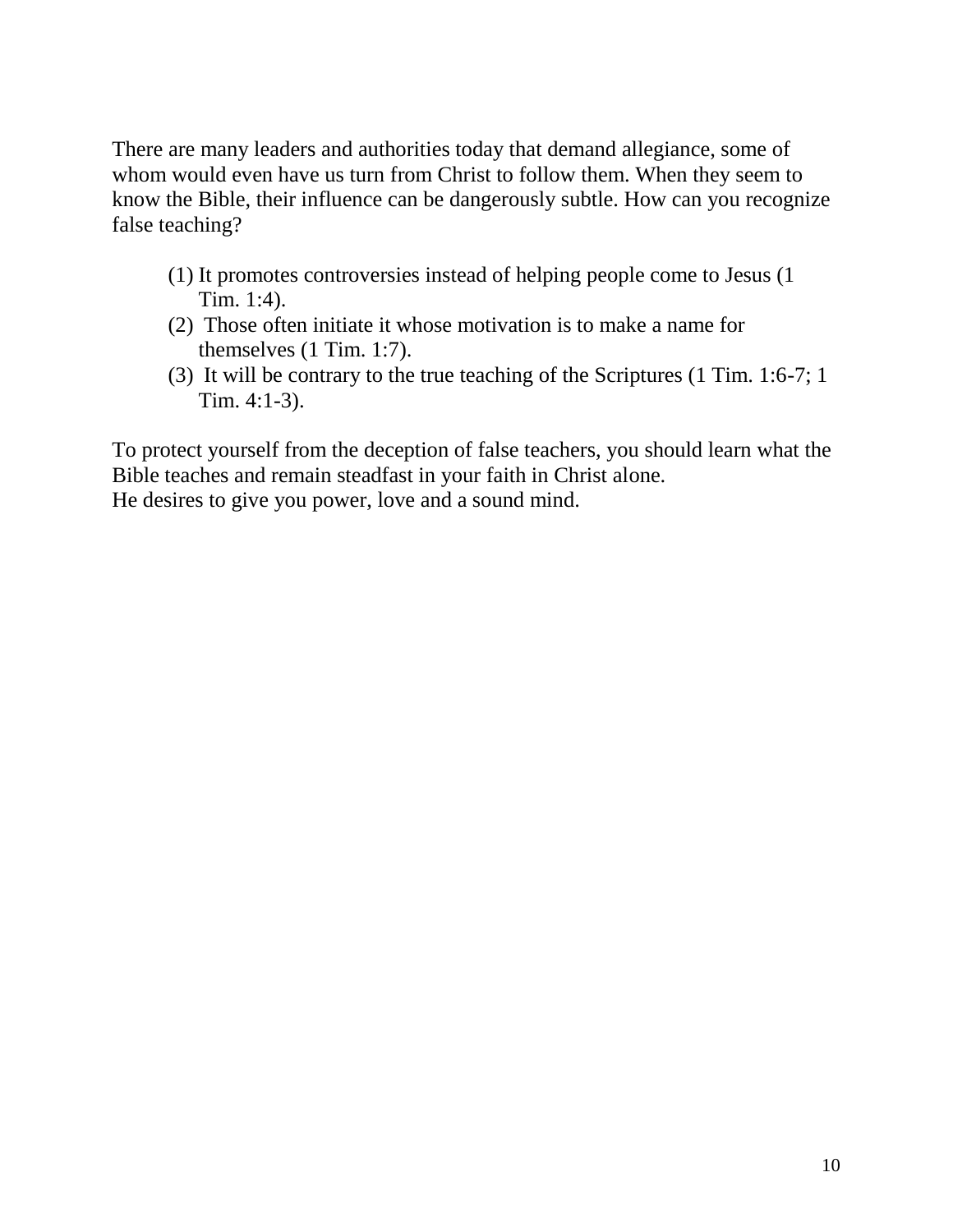There are many leaders and authorities today that demand allegiance, some of whom would even have us turn from Christ to follow them. When they seem to know the Bible, their influence can be dangerously subtle. How can you recognize false teaching?

(1) It promotes controversies instead of helping people come to Jesus (1 Tim. 1:4).
(2) Those often initiate it whose motivation is to make a name for themselves (1 Tim. 1:7).
(3) It will be contrary to the true teaching of the Scriptures (1 Tim. 1:6-7; 1 Tim. 4:1-3).

To protect yourself from the deception of false teachers, you should learn what the Bible teaches and remain steadfast in your faith in Christ alone.
He desires to give you power, love and a sound mind.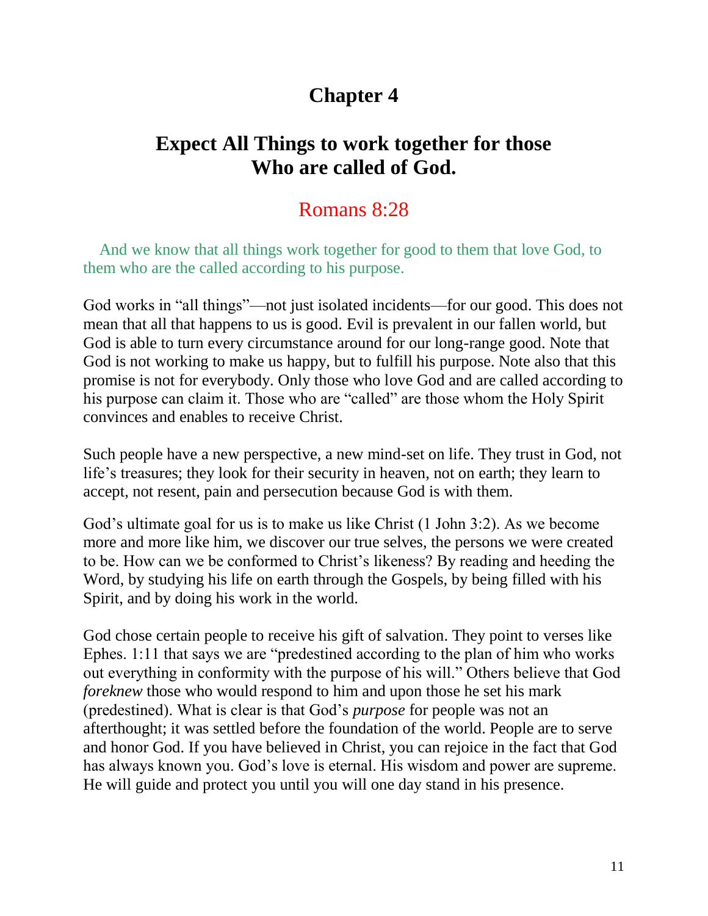# Chapter 4

## Expect All Things to work together for those Who are called of God.

### Romans 8:28

And we know that all things work together for good to them that love God, to them who are the called according to his purpose.

God works in "all things"—not just isolated incidents—for our good. This does not mean that all that happens to us is good. Evil is prevalent in our fallen world, but God is able to turn every circumstance around for our long-range good. Note that God is not working to make us happy, but to fulfill his purpose. Note also that this promise is not for everybody. Only those who love God and are called according to his purpose can claim it. Those who are "called" are those whom the Holy Spirit convinces and enables to receive Christ.

Such people have a new perspective, a new mind-set on life. They trust in God, not life's treasures; they look for their security in heaven, not on earth; they learn to accept, not resent, pain and persecution because God is with them.

God's ultimate goal for us is to make us like Christ (1 John 3:2). As we become more and more like him, we discover our true selves, the persons we were created to be. How can we be conformed to Christ's likeness? By reading and heeding the Word, by studying his life on earth through the Gospels, by being filled with his Spirit, and by doing his work in the world.

God chose certain people to receive his gift of salvation. They point to verses like Ephes. 1:11 that says we are "predestined according to the plan of him who works out everything in conformity with the purpose of his will." Others believe that God *foreknew* those who would respond to him and upon those he set his mark (predestined). What is clear is that God's *purpose* for people was not an afterthought; it was settled before the foundation of the world. People are to serve and honor God. If you have believed in Christ, you can rejoice in the fact that God has always known you. God's love is eternal. His wisdom and power are supreme. He will guide and protect you until you will one day stand in his presence.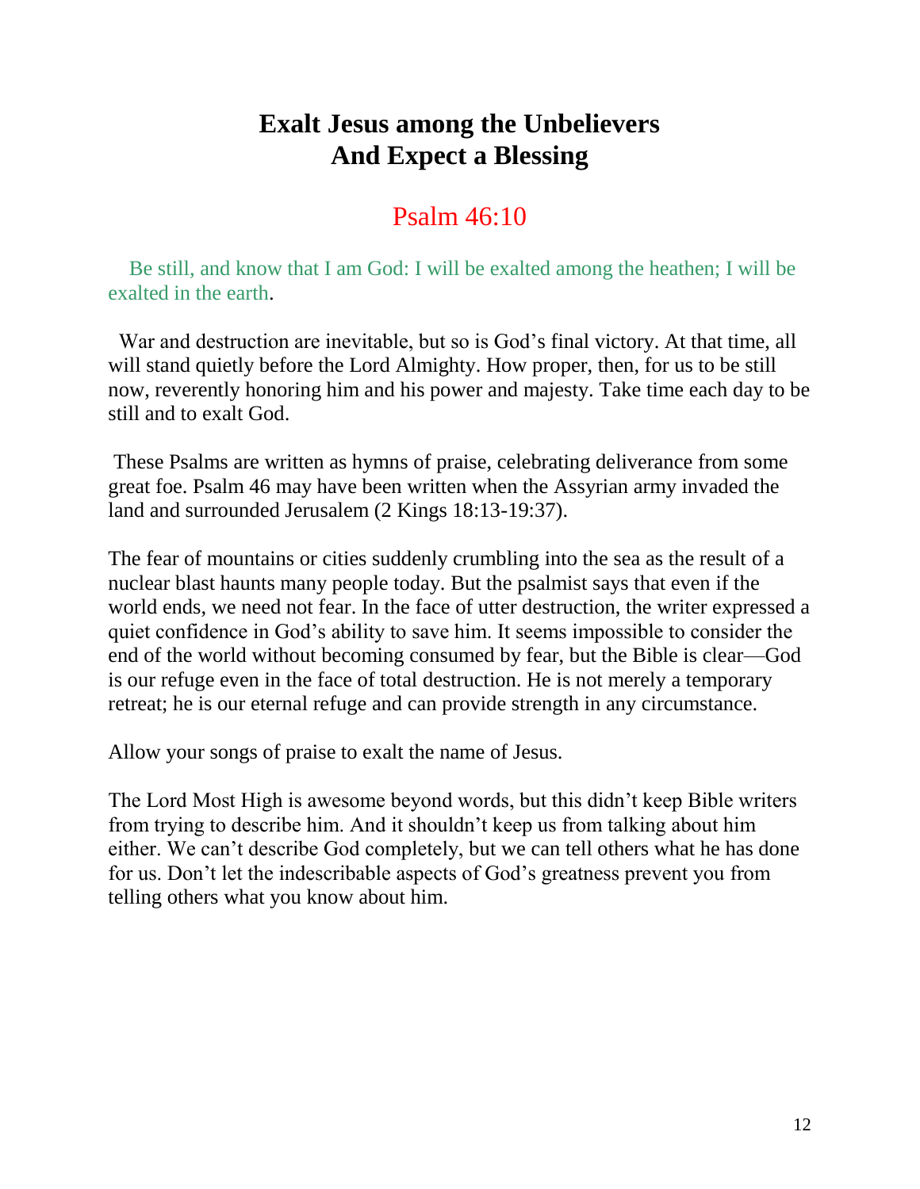# Exalt Jesus among the Unbelievers And Expect a Blessing

## Psalm 46:10

Be still, and know that I am God: I will be exalted among the heathen; I will be exalted in the earth.

War and destruction are inevitable, but so is God's final victory. At that time, all will stand quietly before the Lord Almighty. How proper, then, for us to be still now, reverently honoring him and his power and majesty. Take time each day to be still and to exalt God.

These Psalms are written as hymns of praise, celebrating deliverance from some great foe. Psalm 46 may have been written when the Assyrian army invaded the land and surrounded Jerusalem (2 Kings 18:13-19:37).

The fear of mountains or cities suddenly crumbling into the sea as the result of a nuclear blast haunts many people today. But the psalmist says that even if the world ends, we need not fear. In the face of utter destruction, the writer expressed a quiet confidence in God's ability to save him. It seems impossible to consider the end of the world without becoming consumed by fear, but the Bible is clear—God is our refuge even in the face of total destruction. He is not merely a temporary retreat; he is our eternal refuge and can provide strength in any circumstance.

Allow your songs of praise to exalt the name of Jesus.

The Lord Most High is awesome beyond words, but this didn't keep Bible writers from trying to describe him. And it shouldn't keep us from talking about him either. We can't describe God completely, but we can tell others what he has done for us. Don't let the indescribable aspects of God's greatness prevent you from telling others what you know about him.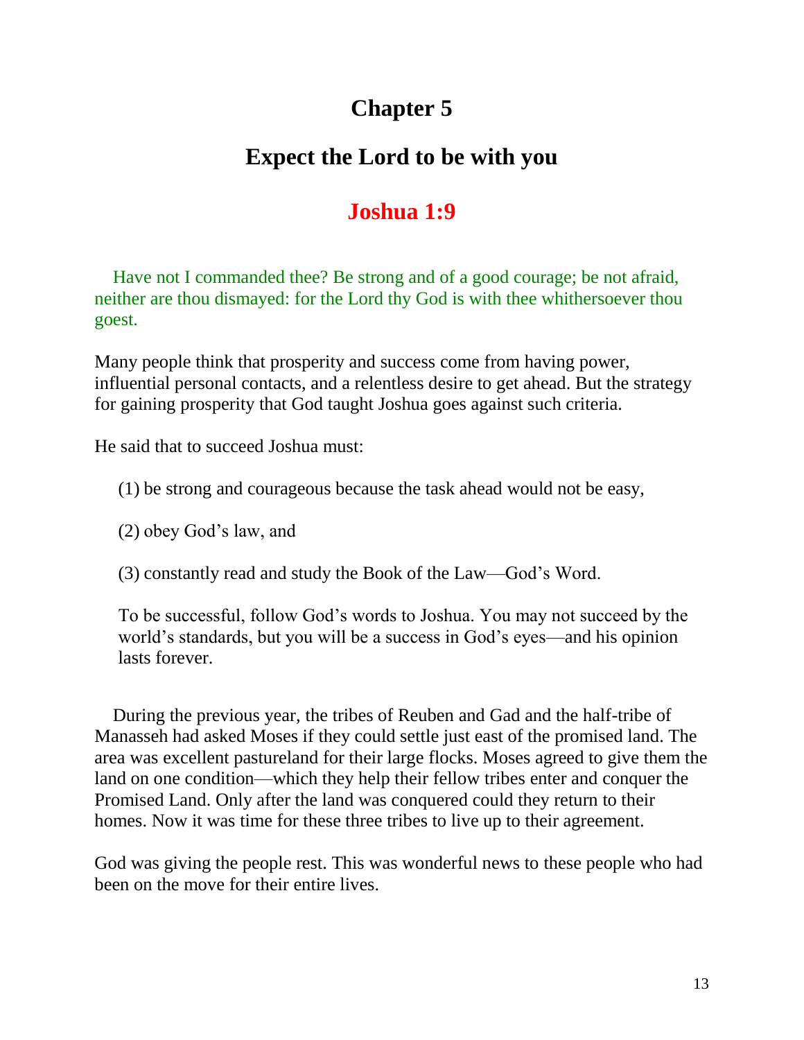# Chapter 5

## Expect the Lord to be with you

## Joshua 1:9

Have not I commanded thee? Be strong and of a good courage; be not afraid, neither are thou dismayed: for the Lord thy God is with thee whithersoever thou goest.

Many people think that prosperity and success come from having power, influential personal contacts, and a relentless desire to get ahead. But the strategy for gaining prosperity that God taught Joshua goes against such criteria.

He said that to succeed Joshua must:

(1) be strong and courageous because the task ahead would not be easy,

(2) obey God's law, and

(3) constantly read and study the Book of the Law—God's Word.

To be successful, follow God's words to Joshua. You may not succeed by the world's standards, but you will be a success in God's eyes—and his opinion lasts forever.

During the previous year, the tribes of Reuben and Gad and the half-tribe of Manasseh had asked Moses if they could settle just east of the promised land. The area was excellent pastureland for their large flocks. Moses agreed to give them the land on one condition—which they help their fellow tribes enter and conquer the Promised Land. Only after the land was conquered could they return to their homes. Now it was time for these three tribes to live up to their agreement.

God was giving the people rest. This was wonderful news to these people who had been on the move for their entire lives.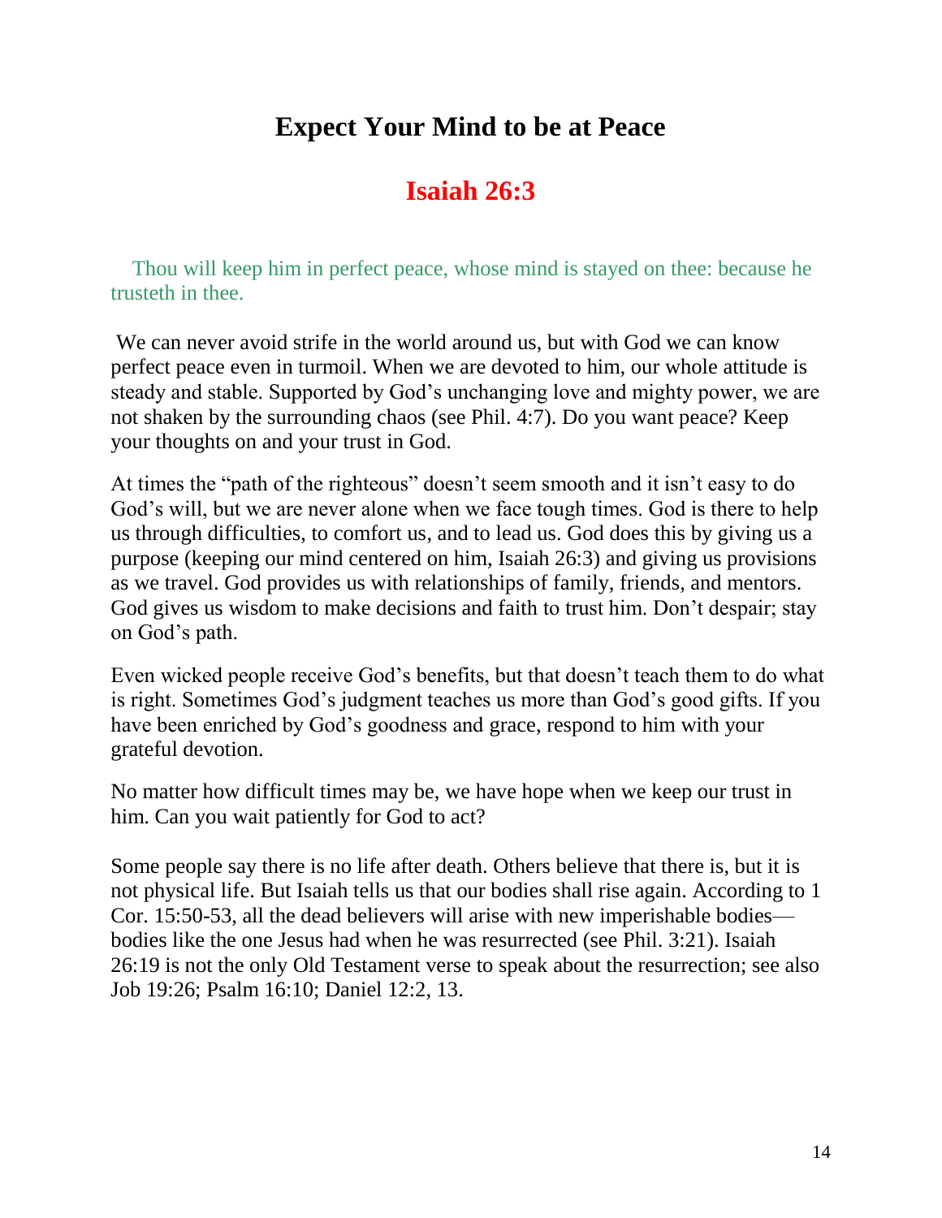# Expect Your Mind to be at Peace

## Isaiah 26:3

Thou will keep him in perfect peace, whose mind is stayed on thee: because he trusteth in thee.

We can never avoid strife in the world around us, but with God we can know perfect peace even in turmoil. When we are devoted to him, our whole attitude is steady and stable. Supported by God's unchanging love and mighty power, we are not shaken by the surrounding chaos (see Phil. 4:7). Do you want peace? Keep your thoughts on and your trust in God.

At times the "path of the righteous" doesn't seem smooth and it isn't easy to do God's will, but we are never alone when we face tough times. God is there to help us through difficulties, to comfort us, and to lead us. God does this by giving us a purpose (keeping our mind centered on him, Isaiah 26:3) and giving us provisions as we travel. God provides us with relationships of family, friends, and mentors. God gives us wisdom to make decisions and faith to trust him. Don't despair; stay on God's path.

Even wicked people receive God's benefits, but that doesn't teach them to do what is right. Sometimes God's judgment teaches us more than God's good gifts. If you have been enriched by God's goodness and grace, respond to him with your grateful devotion.

No matter how difficult times may be, we have hope when we keep our trust in him. Can you wait patiently for God to act?

Some people say there is no life after death. Others believe that there is, but it is not physical life. But Isaiah tells us that our bodies shall rise again. According to 1 Cor. 15:50-53, all the dead believers will arise with new imperishable bodies—bodies like the one Jesus had when he was resurrected (see Phil. 3:21). Isaiah 26:19 is not the only Old Testament verse to speak about the resurrection; see also Job 19:26; Psalm 16:10; Daniel 12:2, 13.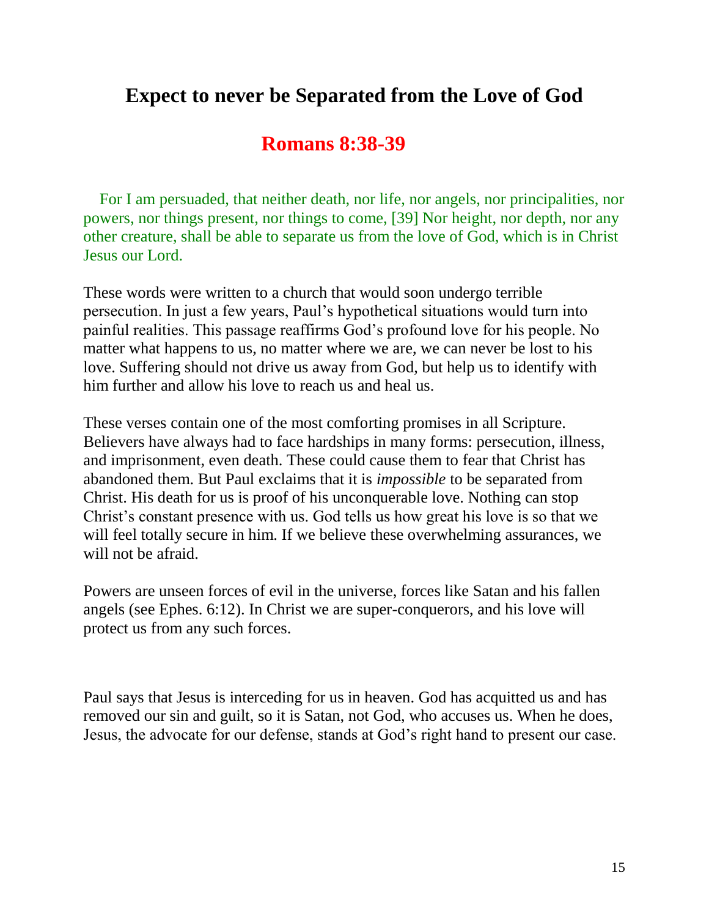# Expect to never be Separated from the Love of God

## Romans 8:38-39

For I am persuaded, that neither death, nor life, nor angels, nor principalities, nor powers, nor things present, nor things to come, [39] Nor height, nor depth, nor any other creature, shall be able to separate us from the love of God, which is in Christ Jesus our Lord.

These words were written to a church that would soon undergo terrible persecution. In just a few years, Paul's hypothetical situations would turn into painful realities. This passage reaffirms God's profound love for his people. No matter what happens to us, no matter where we are, we can never be lost to his love. Suffering should not drive us away from God, but help us to identify with him further and allow his love to reach us and heal us.

These verses contain one of the most comforting promises in all Scripture. Believers have always had to face hardships in many forms: persecution, illness, and imprisonment, even death. These could cause them to fear that Christ has abandoned them. But Paul exclaims that it is *impossible* to be separated from Christ. His death for us is proof of his unconquerable love. Nothing can stop Christ's constant presence with us. God tells us how great his love is so that we will feel totally secure in him. If we believe these overwhelming assurances, we will not be afraid.

Powers are unseen forces of evil in the universe, forces like Satan and his fallen angels (see Ephes. 6:12). In Christ we are super-conquerors, and his love will protect us from any such forces.

Paul says that Jesus is interceding for us in heaven. God has acquitted us and has removed our sin and guilt, so it is Satan, not God, who accuses us. When he does, Jesus, the advocate for our defense, stands at God's right hand to present our case.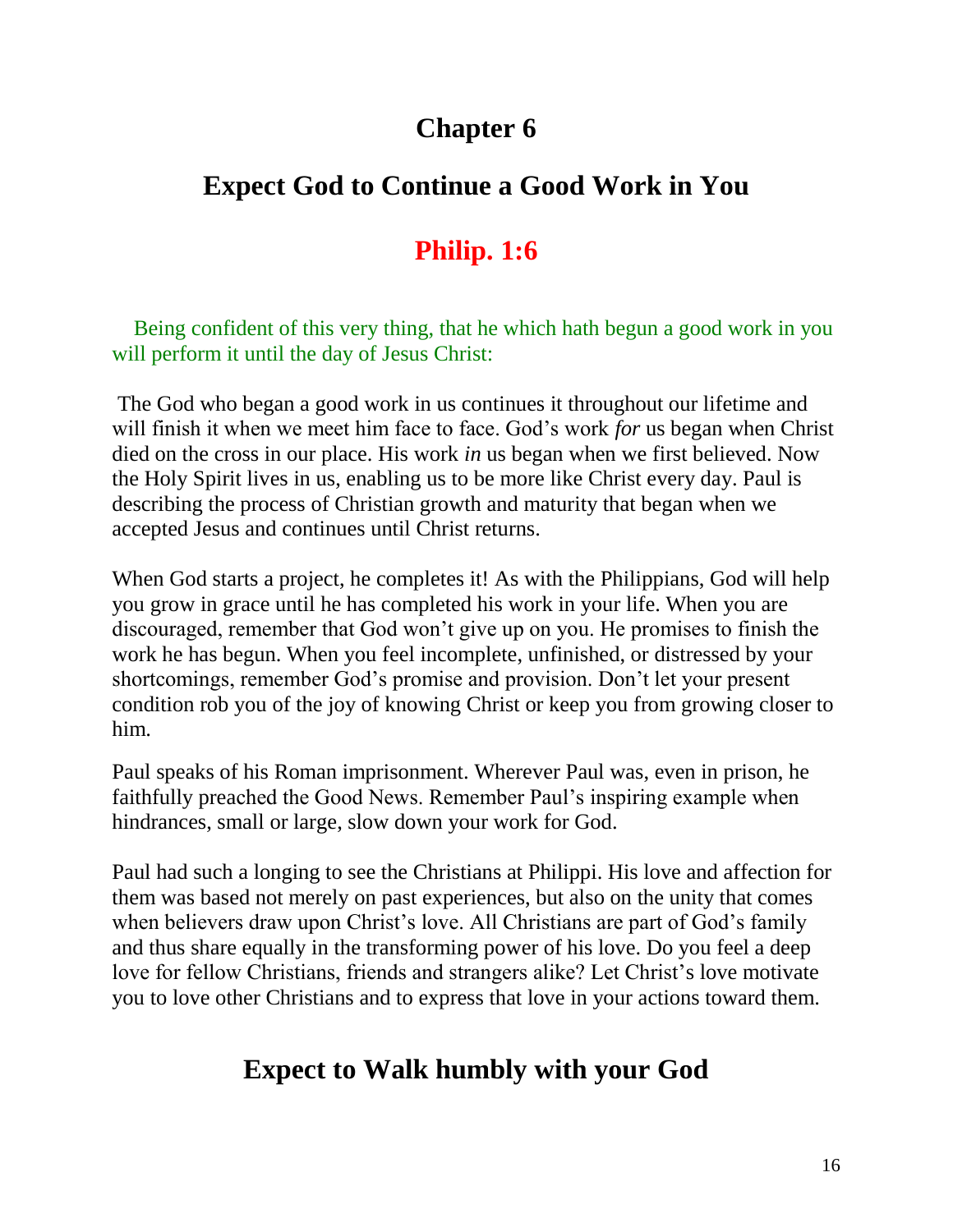# Chapter 6

## Expect God to Continue a Good Work in You

## Philip. 1:6

Being confident of this very thing, that he which hath begun a good work in you will perform it until the day of Jesus Christ:

The God who began a good work in us continues it throughout our lifetime and will finish it when we meet him face to face. God's work *for* us began when Christ died on the cross in our place. His work *in* us began when we first believed. Now the Holy Spirit lives in us, enabling us to be more like Christ every day. Paul is describing the process of Christian growth and maturity that began when we accepted Jesus and continues until Christ returns.

When God starts a project, he completes it! As with the Philippians, God will help you grow in grace until he has completed his work in your life. When you are discouraged, remember that God won't give up on you. He promises to finish the work he has begun. When you feel incomplete, unfinished, or distressed by your shortcomings, remember God's promise and provision. Don't let your present condition rob you of the joy of knowing Christ or keep you from growing closer to him.

Paul speaks of his Roman imprisonment. Wherever Paul was, even in prison, he faithfully preached the Good News. Remember Paul's inspiring example when hindrances, small or large, slow down your work for God.

Paul had such a longing to see the Christians at Philippi. His love and affection for them was based not merely on past experiences, but also on the unity that comes when believers draw upon Christ's love. All Christians are part of God's family and thus share equally in the transforming power of his love. Do you feel a deep love for fellow Christians, friends and strangers alike? Let Christ's love motivate you to love other Christians and to express that love in your actions toward them.

## Expect to Walk humbly with your God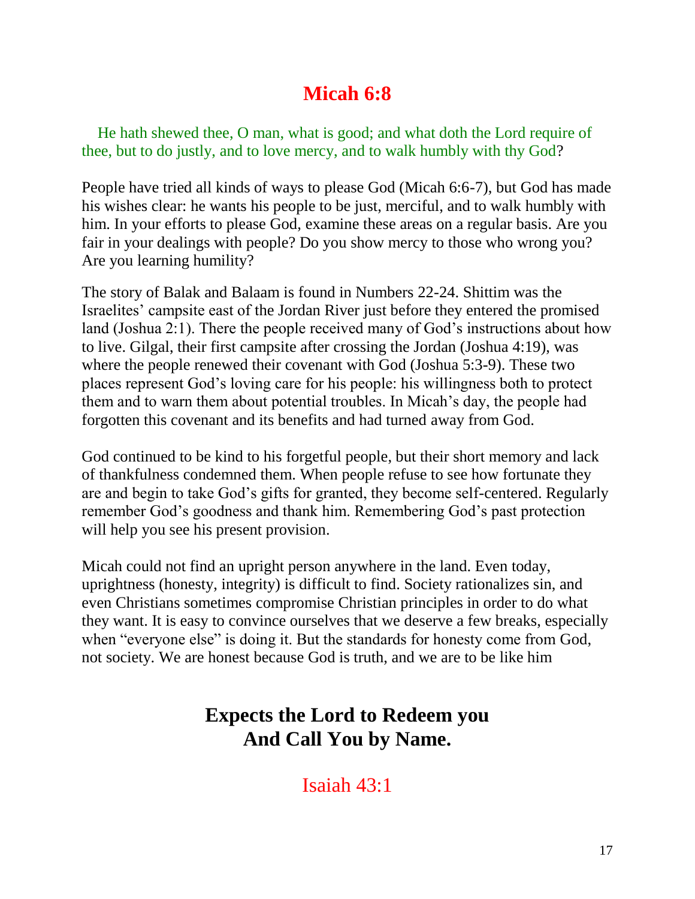# Micah 6:8

He hath shewed thee, O man, what is good; and what doth the Lord require of thee, but to do justly, and to love mercy, and to walk humbly with thy God?

People have tried all kinds of ways to please God (Micah 6:6-7), but God has made his wishes clear: he wants his people to be just, merciful, and to walk humbly with him. In your efforts to please God, examine these areas on a regular basis. Are you fair in your dealings with people? Do you show mercy to those who wrong you? Are you learning humility?

The story of Balak and Balaam is found in Numbers 22-24. Shittim was the Israelites' campsite east of the Jordan River just before they entered the promised land (Joshua 2:1). There the people received many of God's instructions about how to live. Gilgal, their first campsite after crossing the Jordan (Joshua 4:19), was where the people renewed their covenant with God (Joshua 5:3-9). These two places represent God's loving care for his people: his willingness both to protect them and to warn them about potential troubles. In Micah's day, the people had forgotten this covenant and its benefits and had turned away from God.

God continued to be kind to his forgetful people, but their short memory and lack of thankfulness condemned them. When people refuse to see how fortunate they are and begin to take God's gifts for granted, they become self-centered. Regularly remember God's goodness and thank him. Remembering God's past protection will help you see his present provision.

Micah could not find an upright person anywhere in the land. Even today, uprightness (honesty, integrity) is difficult to find. Society rationalizes sin, and even Christians sometimes compromise Christian principles in order to do what they want. It is easy to convince ourselves that we deserve a few breaks, especially when "everyone else" is doing it. But the standards for honesty come from God, not society. We are honest because God is truth, and we are to be like him

## Expects the Lord to Redeem you And Call You by Name.

## Isaiah 43:1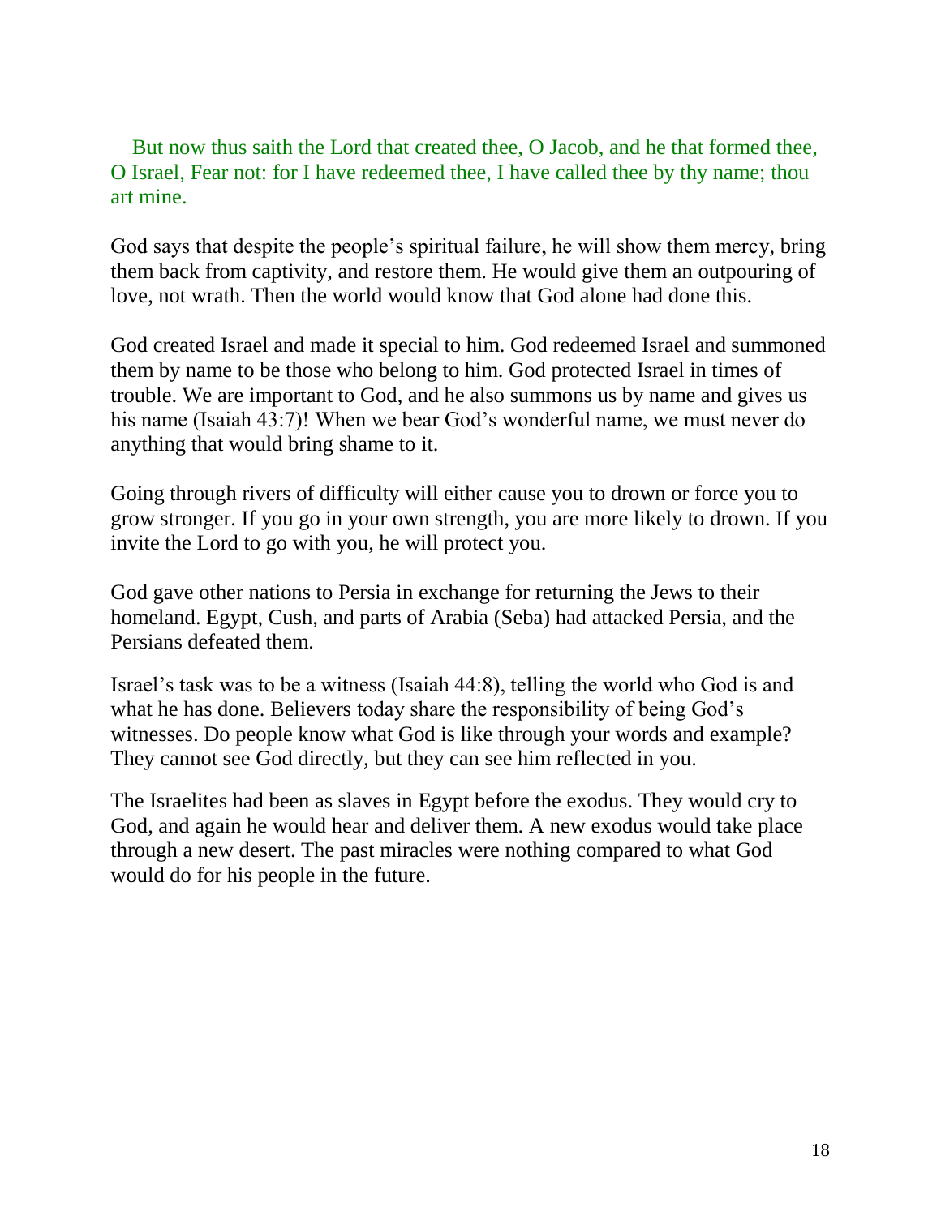But now thus saith the Lord that created thee, O Jacob, and he that formed thee, O Israel, Fear not: for I have redeemed thee, I have called thee by thy name; thou art mine.

God says that despite the people's spiritual failure, he will show them mercy, bring them back from captivity, and restore them. He would give them an outpouring of love, not wrath. Then the world would know that God alone had done this.

God created Israel and made it special to him. God redeemed Israel and summoned them by name to be those who belong to him. God protected Israel in times of trouble. We are important to God, and he also summons us by name and gives us his name (Isaiah 43:7)! When we bear God's wonderful name, we must never do anything that would bring shame to it.

Going through rivers of difficulty will either cause you to drown or force you to grow stronger. If you go in your own strength, you are more likely to drown. If you invite the Lord to go with you, he will protect you.

God gave other nations to Persia in exchange for returning the Jews to their homeland. Egypt, Cush, and parts of Arabia (Seba) had attacked Persia, and the Persians defeated them.

Israel's task was to be a witness (Isaiah 44:8), telling the world who God is and what he has done. Believers today share the responsibility of being God's witnesses. Do people know what God is like through your words and example? They cannot see God directly, but they can see him reflected in you.

The Israelites had been as slaves in Egypt before the exodus. They would cry to God, and again he would hear and deliver them. A new exodus would take place through a new desert. The past miracles were nothing compared to what God would do for his people in the future.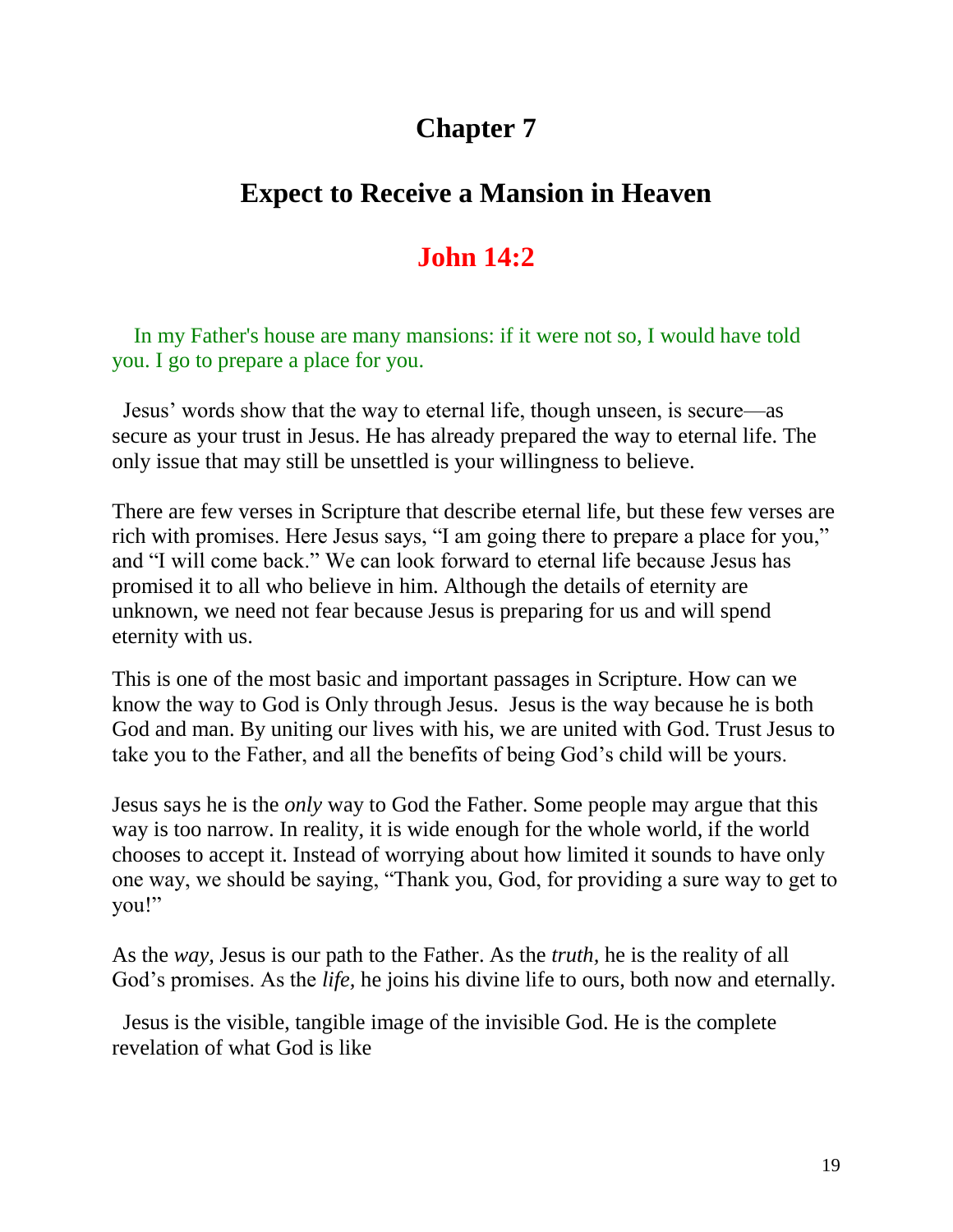# Chapter 7

## Expect to Receive a Mansion in Heaven

## John 14:2

In my Father's house are many mansions: if it were not so, I would have told you. I go to prepare a place for you.

Jesus' words show that the way to eternal life, though unseen, is secure—as secure as your trust in Jesus. He has already prepared the way to eternal life. The only issue that may still be unsettled is your willingness to believe.

There are few verses in Scripture that describe eternal life, but these few verses are rich with promises. Here Jesus says, "I am going there to prepare a place for you," and "I will come back." We can look forward to eternal life because Jesus has promised it to all who believe in him. Although the details of eternity are unknown, we need not fear because Jesus is preparing for us and will spend eternity with us.

This is one of the most basic and important passages in Scripture. How can we know the way to God is Only through Jesus. Jesus is the way because he is both God and man. By uniting our lives with his, we are united with God. Trust Jesus to take you to the Father, and all the benefits of being God's child will be yours.

Jesus says he is the *only* way to God the Father. Some people may argue that this way is too narrow. In reality, it is wide enough for the whole world, if the world chooses to accept it. Instead of worrying about how limited it sounds to have only one way, we should be saying, "Thank you, God, for providing a sure way to get to you!"

As the *way,* Jesus is our path to the Father. As the *truth,* he is the reality of all God's promises. As the *life,* he joins his divine life to ours, both now and eternally.

Jesus is the visible, tangible image of the invisible God. He is the complete revelation of what God is like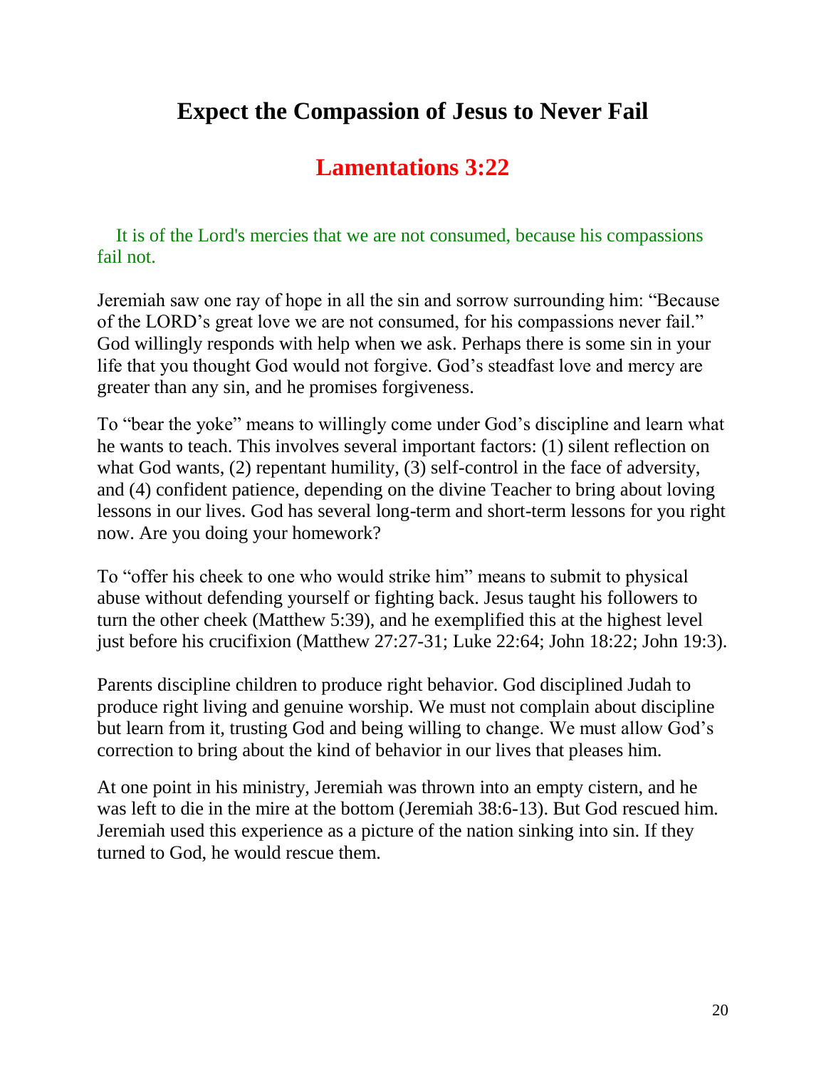# Expect the Compassion of Jesus to Never Fail

## Lamentations 3:22

It is of the Lord's mercies that we are not consumed, because his compassions fail not.

Jeremiah saw one ray of hope in all the sin and sorrow surrounding him: “Because of the LORD’s great love we are not consumed, for his compassions never fail.” God willingly responds with help when we ask. Perhaps there is some sin in your life that you thought God would not forgive. God’s steadfast love and mercy are greater than any sin, and he promises forgiveness.

To “bear the yoke” means to willingly come under God’s discipline and learn what he wants to teach. This involves several important factors: (1) silent reflection on what God wants, (2) repentant humility, (3) self-control in the face of adversity, and (4) confident patience, depending on the divine Teacher to bring about loving lessons in our lives. God has several long-term and short-term lessons for you right now. Are you doing your homework?

To “offer his cheek to one who would strike him” means to submit to physical abuse without defending yourself or fighting back. Jesus taught his followers to turn the other cheek (Matthew 5:39), and he exemplified this at the highest level just before his crucifixion (Matthew 27:27-31; Luke 22:64; John 18:22; John 19:3).

Parents discipline children to produce right behavior. God disciplined Judah to produce right living and genuine worship. We must not complain about discipline but learn from it, trusting God and being willing to change. We must allow God’s correction to bring about the kind of behavior in our lives that pleases him.

At one point in his ministry, Jeremiah was thrown into an empty cistern, and he was left to die in the mire at the bottom (Jeremiah 38:6-13). But God rescued him. Jeremiah used this experience as a picture of the nation sinking into sin. If they turned to God, he would rescue them.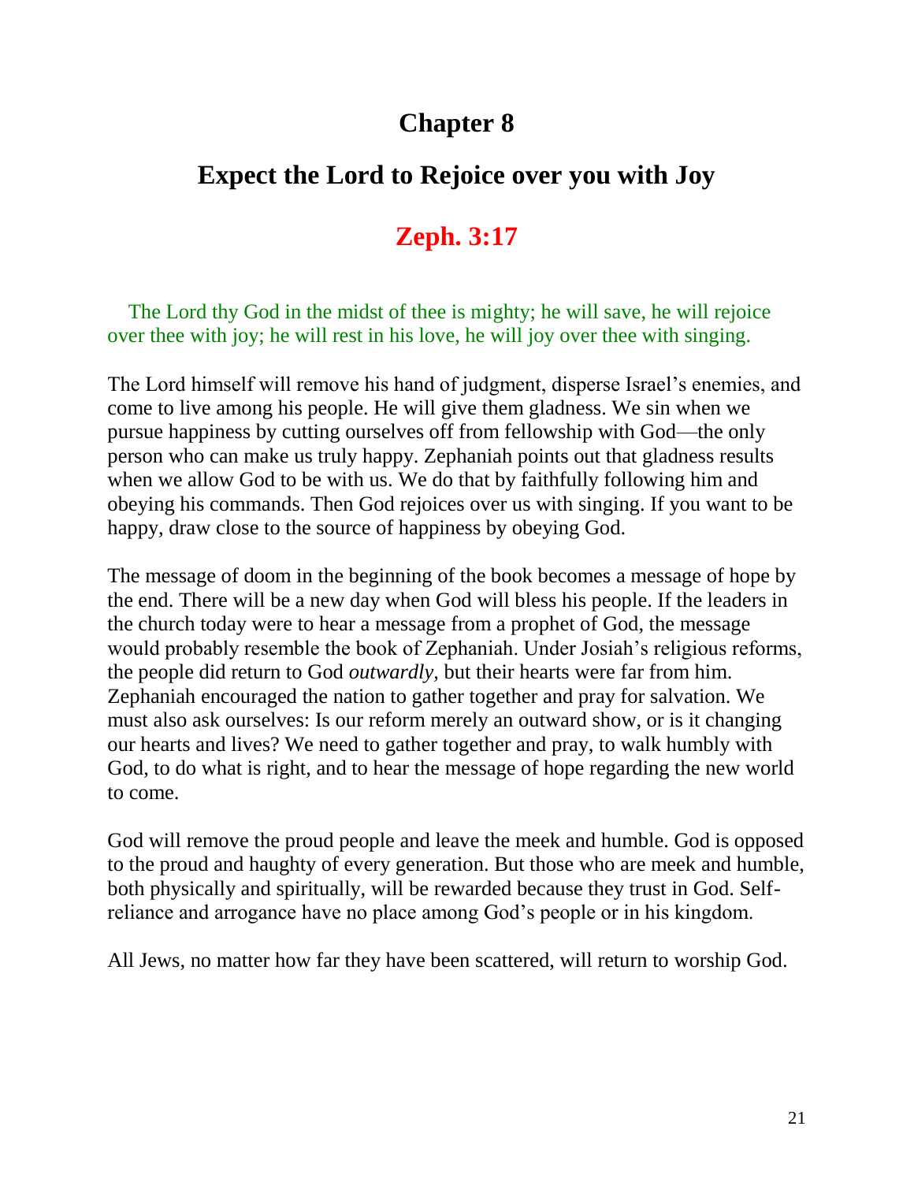# Chapter 8

## Expect the Lord to Rejoice over you with Joy

## Zeph. 3:17

The Lord thy God in the midst of thee is mighty; he will save, he will rejoice over thee with joy; he will rest in his love, he will joy over thee with singing.

The Lord himself will remove his hand of judgment, disperse Israel's enemies, and come to live among his people. He will give them gladness. We sin when we pursue happiness by cutting ourselves off from fellowship with God—the only person who can make us truly happy. Zephaniah points out that gladness results when we allow God to be with us. We do that by faithfully following him and obeying his commands. Then God rejoices over us with singing. If you want to be happy, draw close to the source of happiness by obeying God.

The message of doom in the beginning of the book becomes a message of hope by the end. There will be a new day when God will bless his people. If the leaders in the church today were to hear a message from a prophet of God, the message would probably resemble the book of Zephaniah. Under Josiah's religious reforms, the people did return to God *outwardly,* but their hearts were far from him. Zephaniah encouraged the nation to gather together and pray for salvation. We must also ask ourselves: Is our reform merely an outward show, or is it changing our hearts and lives? We need to gather together and pray, to walk humbly with God, to do what is right, and to hear the message of hope regarding the new world to come.

God will remove the proud people and leave the meek and humble. God is opposed to the proud and haughty of every generation. But those who are meek and humble, both physically and spiritually, will be rewarded because they trust in God. Self-reliance and arrogance have no place among God's people or in his kingdom.

All Jews, no matter how far they have been scattered, will return to worship God.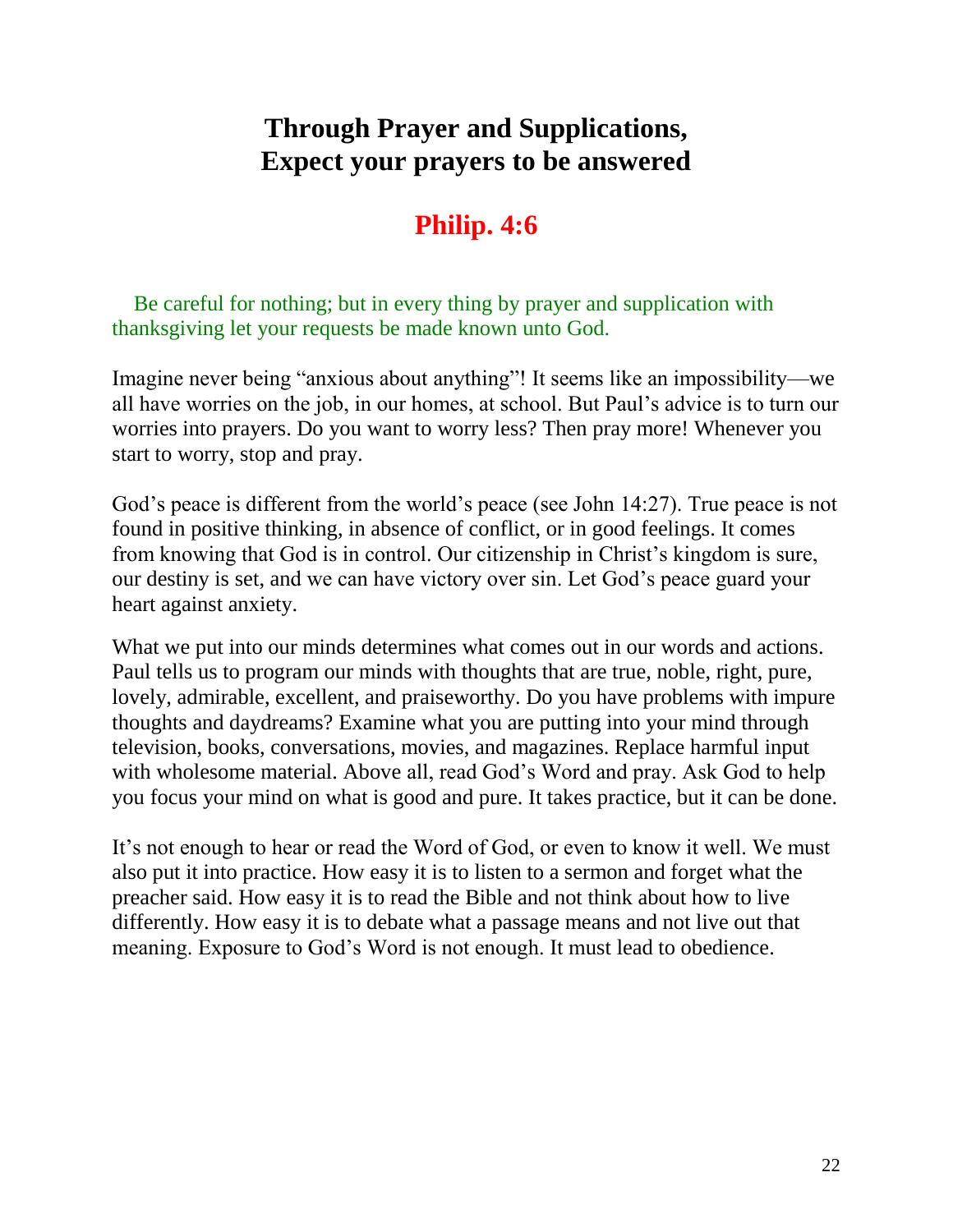# Through Prayer and Supplications, Expect your prayers to be answered

## Philip. 4:6

Be careful for nothing; but in every thing by prayer and supplication with thanksgiving let your requests be made known unto God.

Imagine never being "anxious about anything"! It seems like an impossibility—we all have worries on the job, in our homes, at school. But Paul's advice is to turn our worries into prayers. Do you want to worry less? Then pray more! Whenever you start to worry, stop and pray.

God's peace is different from the world's peace (see John 14:27). True peace is not found in positive thinking, in absence of conflict, or in good feelings. It comes from knowing that God is in control. Our citizenship in Christ's kingdom is sure, our destiny is set, and we can have victory over sin. Let God's peace guard your heart against anxiety.

What we put into our minds determines what comes out in our words and actions. Paul tells us to program our minds with thoughts that are true, noble, right, pure, lovely, admirable, excellent, and praiseworthy. Do you have problems with impure thoughts and daydreams? Examine what you are putting into your mind through television, books, conversations, movies, and magazines. Replace harmful input with wholesome material. Above all, read God's Word and pray. Ask God to help you focus your mind on what is good and pure. It takes practice, but it can be done.

It's not enough to hear or read the Word of God, or even to know it well. We must also put it into practice. How easy it is to listen to a sermon and forget what the preacher said. How easy it is to read the Bible and not think about how to live differently. How easy it is to debate what a passage means and not live out that meaning. Exposure to God's Word is not enough. It must lead to obedience.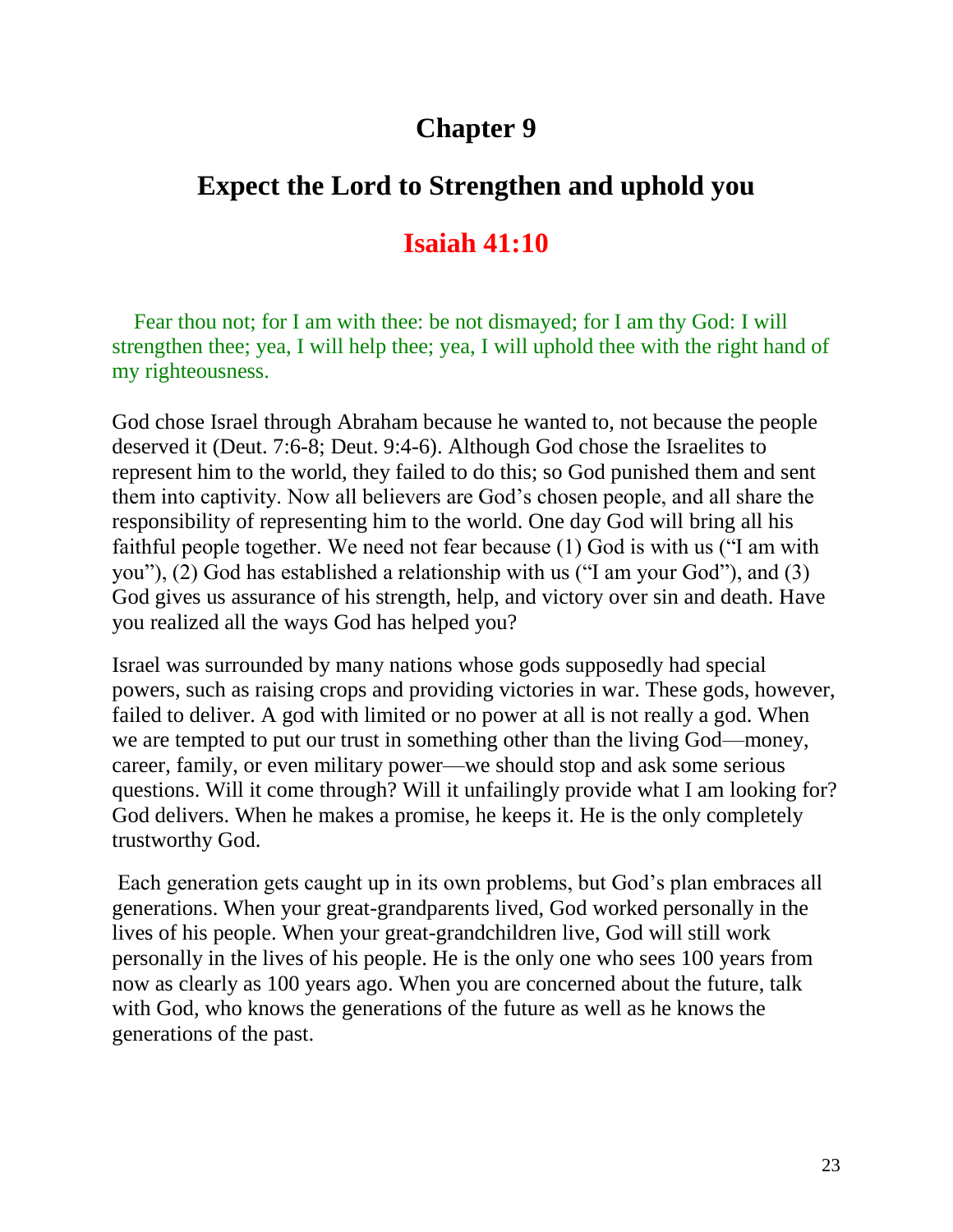# Chapter 9

## Expect the Lord to Strengthen and uphold you

## Isaiah 41:10

Fear thou not; for I am with thee: be not dismayed; for I am thy God: I will strengthen thee; yea, I will help thee; yea, I will uphold thee with the right hand of my righteousness.

God chose Israel through Abraham because he wanted to, not because the people deserved it (Deut. 7:6-8; Deut. 9:4-6). Although God chose the Israelites to represent him to the world, they failed to do this; so God punished them and sent them into captivity. Now all believers are God's chosen people, and all share the responsibility of representing him to the world. One day God will bring all his faithful people together. We need not fear because (1) God is with us ("I am with you"), (2) God has established a relationship with us ("I am your God"), and (3) God gives us assurance of his strength, help, and victory over sin and death. Have you realized all the ways God has helped you?

Israel was surrounded by many nations whose gods supposedly had special powers, such as raising crops and providing victories in war. These gods, however, failed to deliver. A god with limited or no power at all is not really a god. When we are tempted to put our trust in something other than the living God—money, career, family, or even military power—we should stop and ask some serious questions. Will it come through? Will it unfailingly provide what I am looking for? God delivers. When he makes a promise, he keeps it. He is the only completely trustworthy God.

Each generation gets caught up in its own problems, but God's plan embraces all generations. When your great-grandparents lived, God worked personally in the lives of his people. When your great-grandchildren live, God will still work personally in the lives of his people. He is the only one who sees 100 years from now as clearly as 100 years ago. When you are concerned about the future, talk with God, who knows the generations of the future as well as he knows the generations of the past.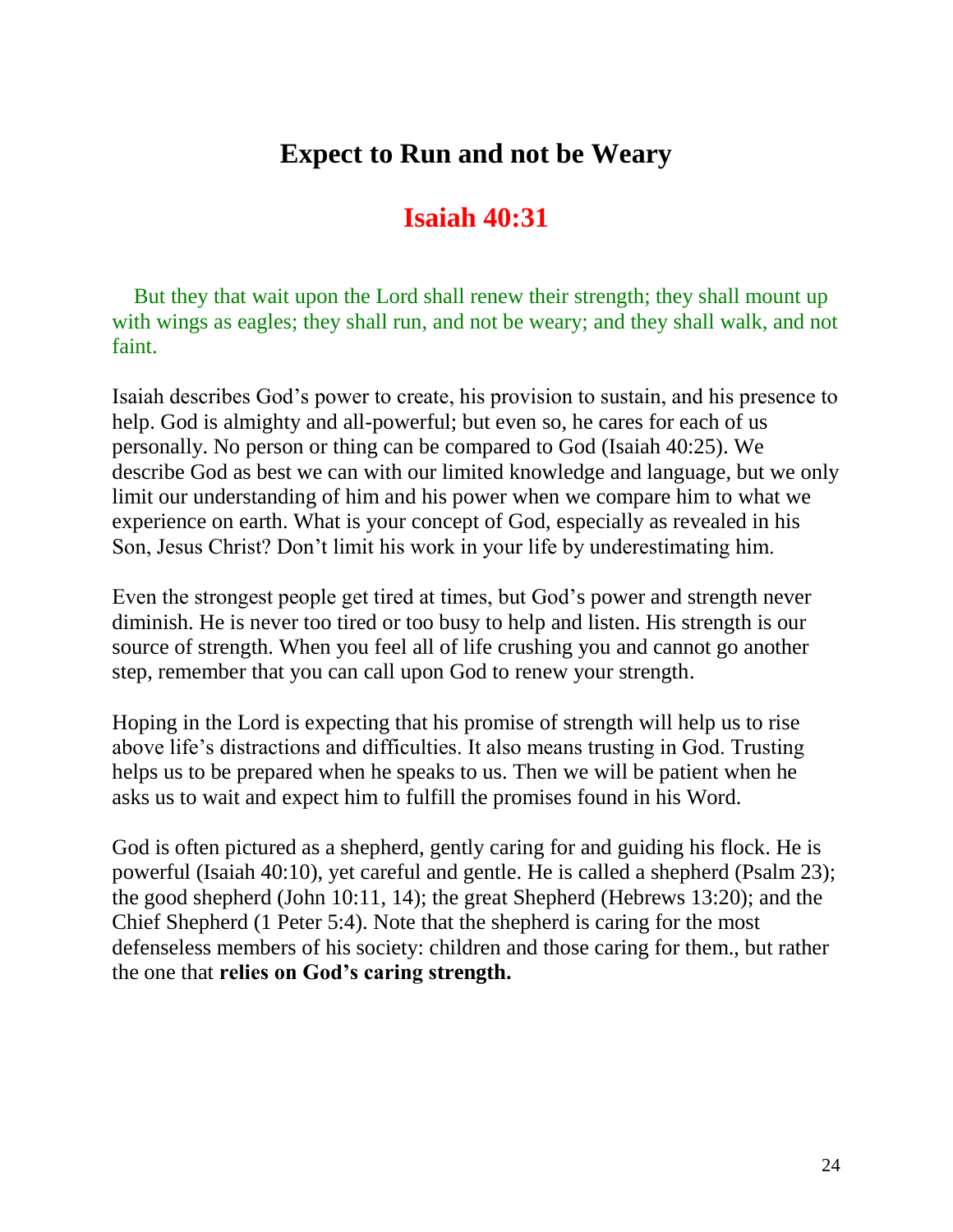## Expect to Run and not be Weary

## Isaiah 40:31

But they that wait upon the Lord shall renew their strength; they shall mount up with wings as eagles; they shall run, and not be weary; and they shall walk, and not faint.

Isaiah describes God's power to create, his provision to sustain, and his presence to help. God is almighty and all-powerful; but even so, he cares for each of us personally. No person or thing can be compared to God (Isaiah 40:25). We describe God as best we can with our limited knowledge and language, but we only limit our understanding of him and his power when we compare him to what we experience on earth. What is your concept of God, especially as revealed in his Son, Jesus Christ? Don't limit his work in your life by underestimating him.

Even the strongest people get tired at times, but God's power and strength never diminish. He is never too tired or too busy to help and listen. His strength is our source of strength. When you feel all of life crushing you and cannot go another step, remember that you can call upon God to renew your strength.

Hoping in the Lord is expecting that his promise of strength will help us to rise above life's distractions and difficulties. It also means trusting in God. Trusting helps us to be prepared when he speaks to us. Then we will be patient when he asks us to wait and expect him to fulfill the promises found in his Word.

God is often pictured as a shepherd, gently caring for and guiding his flock. He is powerful (Isaiah 40:10), yet careful and gentle. He is called a shepherd (Psalm 23); the good shepherd (John 10:11, 14); the great Shepherd (Hebrews 13:20); and the Chief Shepherd (1 Peter 5:4). Note that the shepherd is caring for the most defenseless members of his society: children and those caring for them., but rather the one that **relies on God's caring strength.**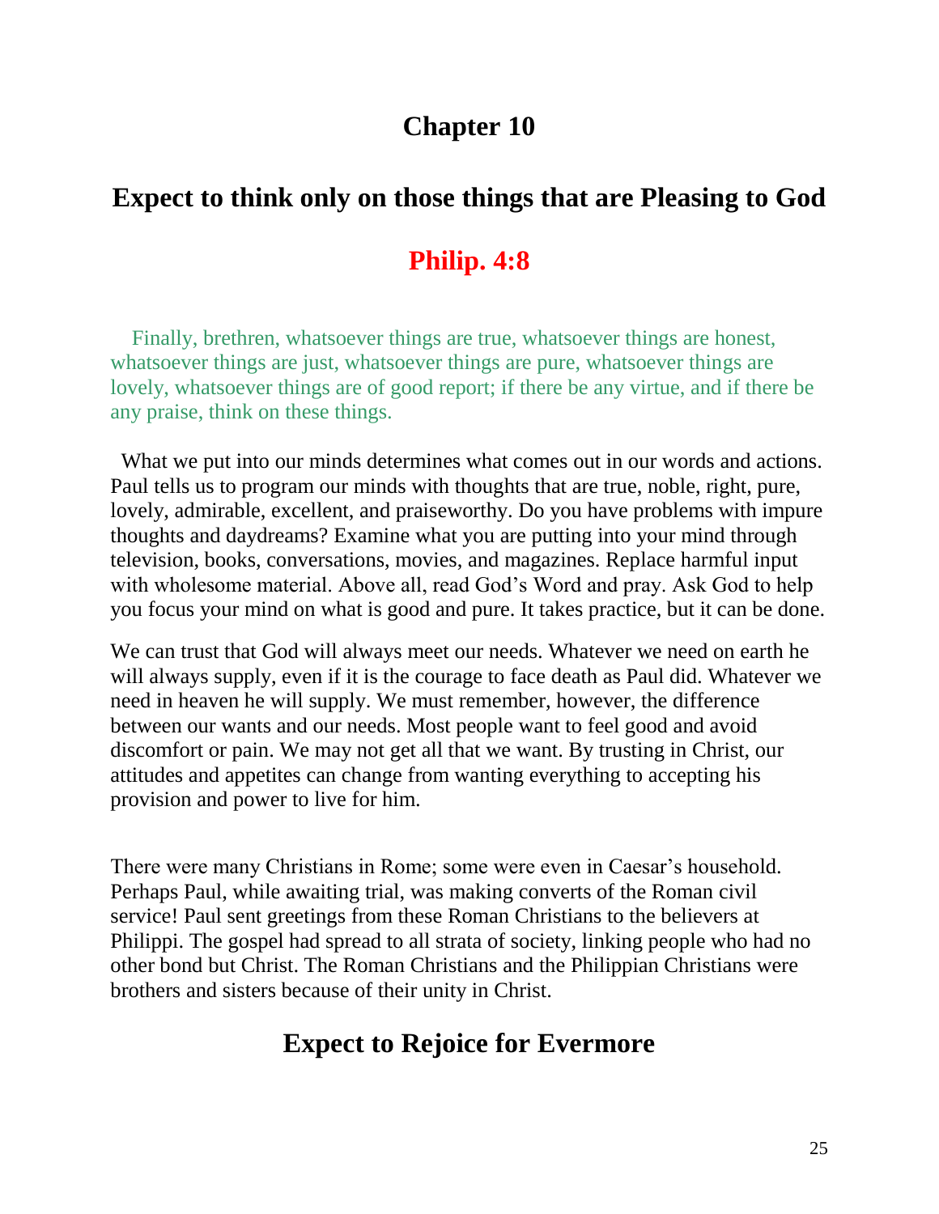# Chapter 10

## Expect to think only on those things that are Pleasing to God

## Philip. 4:8

Finally, brethren, whatsoever things are true, whatsoever things are honest, whatsoever things are just, whatsoever things are pure, whatsoever things are lovely, whatsoever things are of good report; if there be any virtue, and if there be any praise, think on these things.

What we put into our minds determines what comes out in our words and actions. Paul tells us to program our minds with thoughts that are true, noble, right, pure, lovely, admirable, excellent, and praiseworthy. Do you have problems with impure thoughts and daydreams? Examine what you are putting into your mind through television, books, conversations, movies, and magazines. Replace harmful input with wholesome material. Above all, read God's Word and pray. Ask God to help you focus your mind on what is good and pure. It takes practice, but it can be done.

We can trust that God will always meet our needs. Whatever we need on earth he will always supply, even if it is the courage to face death as Paul did. Whatever we need in heaven he will supply. We must remember, however, the difference between our wants and our needs. Most people want to feel good and avoid discomfort or pain. We may not get all that we want. By trusting in Christ, our attitudes and appetites can change from wanting everything to accepting his provision and power to live for him.

There were many Christians in Rome; some were even in Caesar's household. Perhaps Paul, while awaiting trial, was making converts of the Roman civil service! Paul sent greetings from these Roman Christians to the believers at Philippi. The gospel had spread to all strata of society, linking people who had no other bond but Christ. The Roman Christians and the Philippian Christians were brothers and sisters because of their unity in Christ.

## Expect to Rejoice for Evermore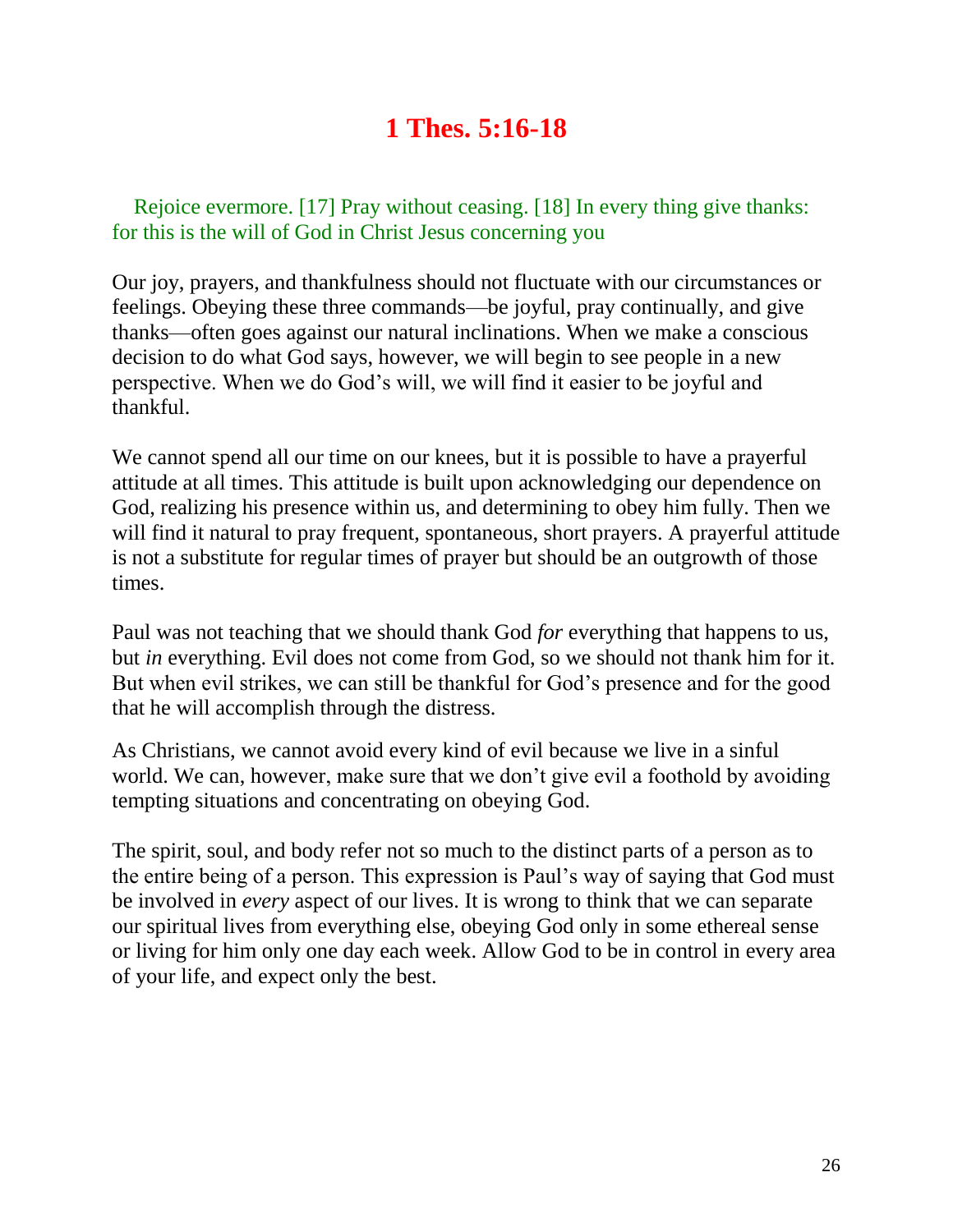# 1 Thes. 5:16-18

Rejoice evermore. [17] Pray without ceasing. [18] In every thing give thanks: for this is the will of God in Christ Jesus concerning you

Our joy, prayers, and thankfulness should not fluctuate with our circumstances or feelings. Obeying these three commands—be joyful, pray continually, and give thanks—often goes against our natural inclinations. When we make a conscious decision to do what God says, however, we will begin to see people in a new perspective. When we do God's will, we will find it easier to be joyful and thankful.

We cannot spend all our time on our knees, but it is possible to have a prayerful attitude at all times. This attitude is built upon acknowledging our dependence on God, realizing his presence within us, and determining to obey him fully. Then we will find it natural to pray frequent, spontaneous, short prayers. A prayerful attitude is not a substitute for regular times of prayer but should be an outgrowth of those times.

Paul was not teaching that we should thank God *for* everything that happens to us, but *in* everything. Evil does not come from God, so we should not thank him for it. But when evil strikes, we can still be thankful for God's presence and for the good that he will accomplish through the distress.

As Christians, we cannot avoid every kind of evil because we live in a sinful world. We can, however, make sure that we don't give evil a foothold by avoiding tempting situations and concentrating on obeying God.

The spirit, soul, and body refer not so much to the distinct parts of a person as to the entire being of a person. This expression is Paul's way of saying that God must be involved in *every* aspect of our lives. It is wrong to think that we can separate our spiritual lives from everything else, obeying God only in some ethereal sense or living for him only one day each week. Allow God to be in control in every area of your life, and expect only the best.